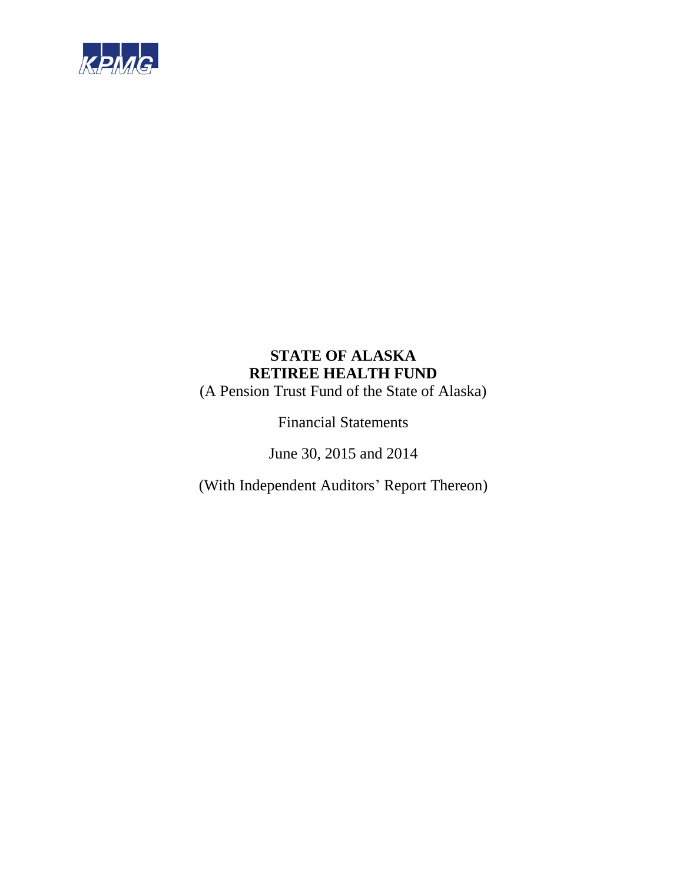KPMG

# STATE OF ALASKA
# RETIREE HEALTH FUND

(A Pension Trust Fund of the State of Alaska)

Financial Statements

June 30, 2015 and 2014

(With Independent Auditors' Report Thereon)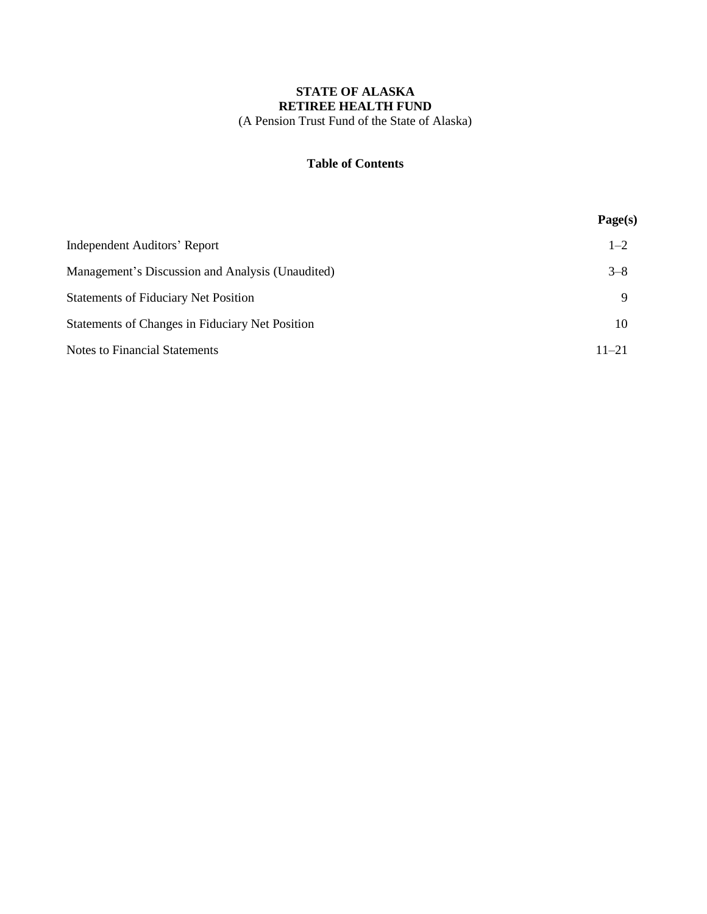# STATE OF ALASKA
# RETIREE HEALTH FUND

(A Pension Trust Fund of the State of Alaska)

## Table of Contents

| | Page(s) |
|---|---|
| Independent Auditors' Report | 1–2 |
| Management's Discussion and Analysis (Unaudited) | 3–8 |
| Statements of Fiduciary Net Position | 9 |
| Statements of Changes in Fiduciary Net Position | 10 |
| Notes to Financial Statements | 11–21 |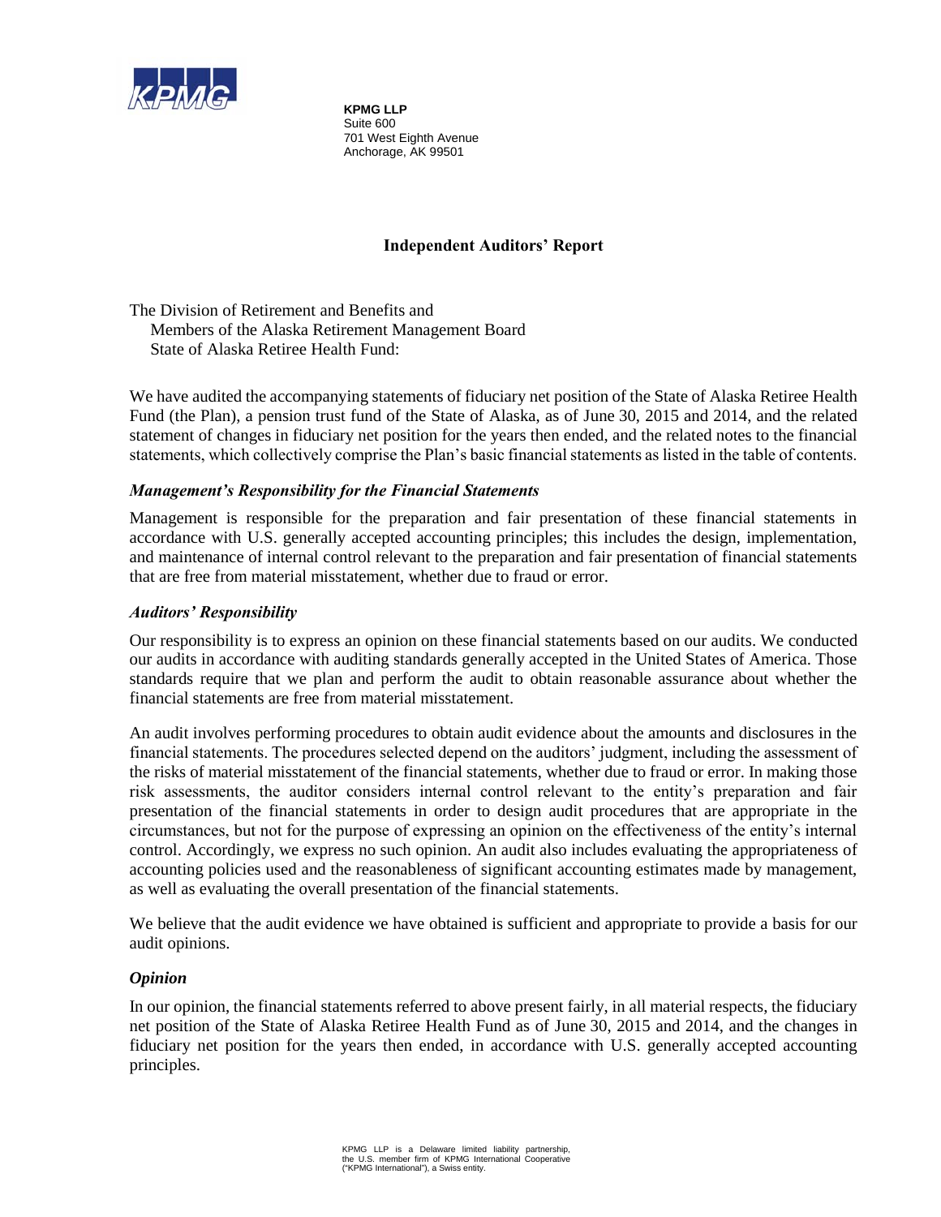**KPMG LLP**
Suite 600
701 West Eighth Avenue
Anchorage, AK 99501

# Independent Auditors' Report

The Division of Retirement and Benefits and
Members of the Alaska Retirement Management Board
State of Alaska Retiree Health Fund:

We have audited the accompanying statements of fiduciary net position of the State of Alaska Retiree Health Fund (the Plan), a pension trust fund of the State of Alaska, as of June 30, 2015 and 2014, and the related statement of changes in fiduciary net position for the years then ended, and the related notes to the financial statements, which collectively comprise the Plan's basic financial statements as listed in the table of contents.

### *Management's Responsibility for the Financial Statements*

Management is responsible for the preparation and fair presentation of these financial statements in accordance with U.S. generally accepted accounting principles; this includes the design, implementation, and maintenance of internal control relevant to the preparation and fair presentation of financial statements that are free from material misstatement, whether due to fraud or error.

### *Auditors' Responsibility*

Our responsibility is to express an opinion on these financial statements based on our audits. We conducted our audits in accordance with auditing standards generally accepted in the United States of America. Those standards require that we plan and perform the audit to obtain reasonable assurance about whether the financial statements are free from material misstatement.

An audit involves performing procedures to obtain audit evidence about the amounts and disclosures in the financial statements. The procedures selected depend on the auditors' judgment, including the assessment of the risks of material misstatement of the financial statements, whether due to fraud or error. In making those risk assessments, the auditor considers internal control relevant to the entity's preparation and fair presentation of the financial statements in order to design audit procedures that are appropriate in the circumstances, but not for the purpose of expressing an opinion on the effectiveness of the entity's internal control. Accordingly, we express no such opinion. An audit also includes evaluating the appropriateness of accounting policies used and the reasonableness of significant accounting estimates made by management, as well as evaluating the overall presentation of the financial statements.

We believe that the audit evidence we have obtained is sufficient and appropriate to provide a basis for our audit opinions.

### *Opinion*

In our opinion, the financial statements referred to above present fairly, in all material respects, the fiduciary net position of the State of Alaska Retiree Health Fund as of June 30, 2015 and 2014, and the changes in fiduciary net position for the years then ended, in accordance with U.S. generally accepted accounting principles.

KPMG LLP is a Delaware limited liability partnership, the U.S. member firm of KPMG International Cooperative ("KPMG International"), a Swiss entity.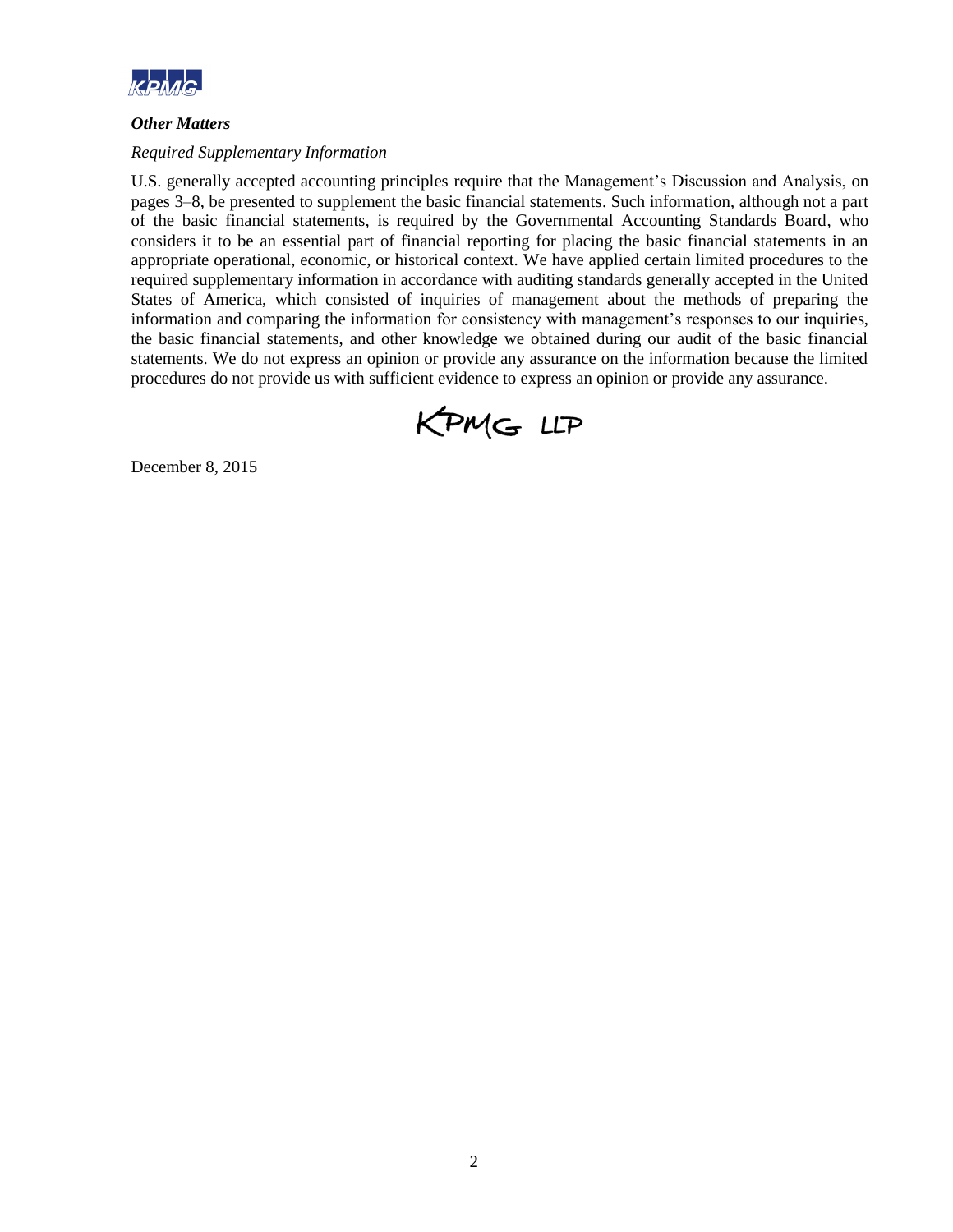### *Other Matters*

*Required Supplementary Information*

U.S. generally accepted accounting principles require that the Management's Discussion and Analysis, on pages 3–8, be presented to supplement the basic financial statements. Such information, although not a part of the basic financial statements, is required by the Governmental Accounting Standards Board, who considers it to be an essential part of financial reporting for placing the basic financial statements in an appropriate operational, economic, or historical context. We have applied certain limited procedures to the required supplementary information in accordance with auditing standards generally accepted in the United States of America, which consisted of inquiries of management about the methods of preparing the information and comparing the information for consistency with management's responses to our inquiries, the basic financial statements, and other knowledge we obtained during our audit of the basic financial statements. We do not express an opinion or provide any assurance on the information because the limited procedures do not provide us with sufficient evidence to express an opinion or provide any assurance.

KPMG LLP

December 8, 2015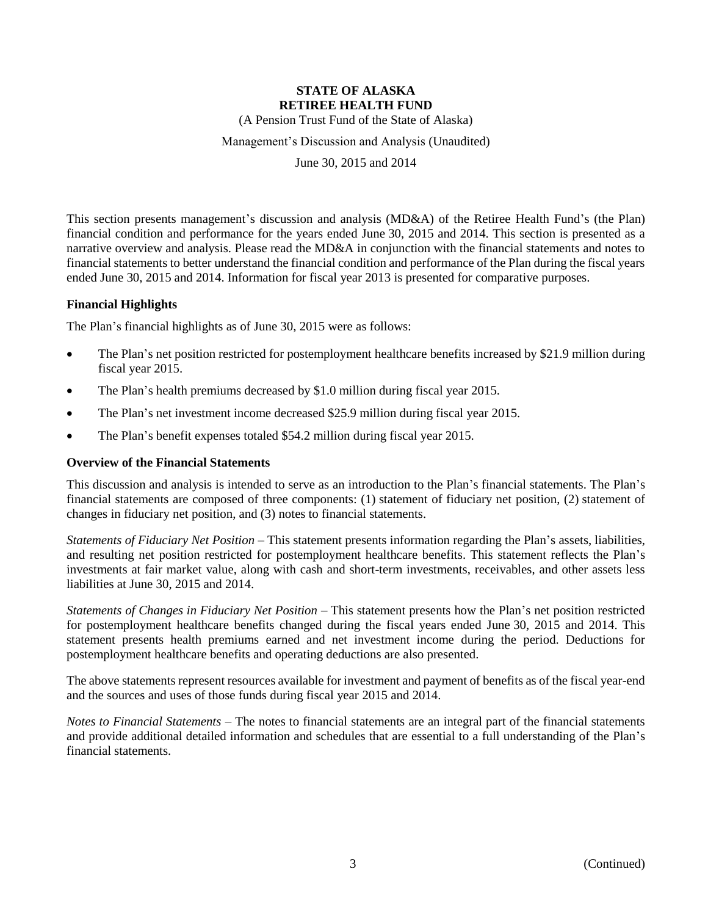**STATE OF ALASKA**
**RETIREE HEALTH FUND**

(A Pension Trust Fund of the State of Alaska)

Management's Discussion and Analysis (Unaudited)

June 30, 2015 and 2014

This section presents management's discussion and analysis (MD&A) of the Retiree Health Fund's (the Plan) financial condition and performance for the years ended June 30, 2015 and 2014. This section is presented as a narrative overview and analysis. Please read the MD&A in conjunction with the financial statements and notes to financial statements to better understand the financial condition and performance of the Plan during the fiscal years ended June 30, 2015 and 2014. Information for fiscal year 2013 is presented for comparative purposes.

### Financial Highlights

The Plan's financial highlights as of June 30, 2015 were as follows:

- The Plan's net position restricted for postemployment healthcare benefits increased by \$21.9 million during fiscal year 2015.
- The Plan's health premiums decreased by \$1.0 million during fiscal year 2015.
- The Plan's net investment income decreased \$25.9 million during fiscal year 2015.
- The Plan's benefit expenses totaled \$54.2 million during fiscal year 2015.

### Overview of the Financial Statements

This discussion and analysis is intended to serve as an introduction to the Plan's financial statements. The Plan's financial statements are composed of three components: (1) statement of fiduciary net position, (2) statement of changes in fiduciary net position, and (3) notes to financial statements.

*Statements of Fiduciary Net Position* – This statement presents information regarding the Plan's assets, liabilities, and resulting net position restricted for postemployment healthcare benefits. This statement reflects the Plan's investments at fair market value, along with cash and short-term investments, receivables, and other assets less liabilities at June 30, 2015 and 2014.

*Statements of Changes in Fiduciary Net Position* – This statement presents how the Plan's net position restricted for postemployment healthcare benefits changed during the fiscal years ended June 30, 2015 and 2014. This statement presents health premiums earned and net investment income during the period. Deductions for postemployment healthcare benefits and operating deductions are also presented.

The above statements represent resources available for investment and payment of benefits as of the fiscal year-end and the sources and uses of those funds during fiscal year 2015 and 2014.

*Notes to Financial Statements* – The notes to financial statements are an integral part of the financial statements and provide additional detailed information and schedules that are essential to a full understanding of the Plan's financial statements.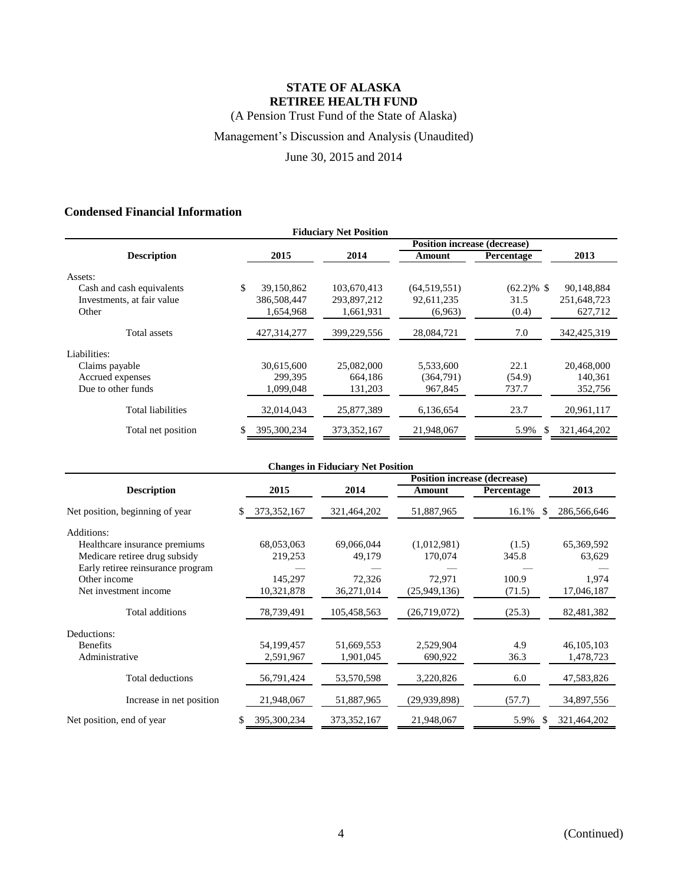# STATE OF ALASKA
# RETIREE HEALTH FUND

(A Pension Trust Fund of the State of Alaska)

Management's Discussion and Analysis (Unaudited)

June 30, 2015 and 2014

## Condensed Financial Information

**Fiduciary Net Position**

| Description | 2015 | 2014 | Position increase (decrease) Amount | Position increase (decrease) Percentage | 2013 |
|---|---|---|---|---|---|
| Assets: | | | | | |
| Cash and cash equivalents | $ 39,150,862 | 103,670,413 | (64,519,551) | (62.2)% | $ 90,148,884 |
| Investments, at fair value | 386,508,447 | 293,897,212 | 92,611,235 | 31.5 | 251,648,723 |
| Other | 1,654,968 | 1,661,931 | (6,963) | (0.4) | 627,712 |
| Total assets | 427,314,277 | 399,229,556 | 28,084,721 | 7.0 | 342,425,319 |
| Liabilities: | | | | | |
| Claims payable | 30,615,600 | 25,082,000 | 5,533,600 | 22.1 | 20,468,000 |
| Accrued expenses | 299,395 | 664,186 | (364,791) | (54.9) | 140,361 |
| Due to other funds | 1,099,048 | 131,203 | 967,845 | 737.7 | 352,756 |
| Total liabilities | 32,014,043 | 25,877,389 | 6,136,654 | 23.7 | 20,961,117 |
| Total net position | $ 395,300,234 | 373,352,167 | 21,948,067 | 5.9% | $ 321,464,202 |

**Changes in Fiduciary Net Position**

| Description | 2015 | 2014 | Position increase (decrease) Amount | Position increase (decrease) Percentage | 2013 |
|---|---|---|---|---|---|
| Net position, beginning of year | $ 373,352,167 | 321,464,202 | 51,887,965 | 16.1% | $ 286,566,646 |
| Additions: | | | | | |
| Healthcare insurance premiums | 68,053,063 | 69,066,044 | (1,012,981) | (1.5) | 65,369,592 |
| Medicare retiree drug subsidy | 219,253 | 49,179 | 170,074 | 345.8 | 63,629 |
| Early retiree reinsurance program | — | — | — | — | — |
| Other income | 145,297 | 72,326 | 72,971 | 100.9 | 1,974 |
| Net investment income | 10,321,878 | 36,271,014 | (25,949,136) | (71.5) | 17,046,187 |
| Total additions | 78,739,491 | 105,458,563 | (26,719,072) | (25.3) | 82,481,382 |
| Deductions: | | | | | |
| Benefits | 54,199,457 | 51,669,553 | 2,529,904 | 4.9 | 46,105,103 |
| Administrative | 2,591,967 | 1,901,045 | 690,922 | 36.3 | 1,478,723 |
| Total deductions | 56,791,424 | 53,570,598 | 3,220,826 | 6.0 | 47,583,826 |
| Increase in net position | 21,948,067 | 51,887,965 | (29,939,898) | (57.7) | 34,897,556 |
| Net position, end of year | $ 395,300,234 | 373,352,167 | 21,948,067 | 5.9% | $ 321,464,202 |

(Continued)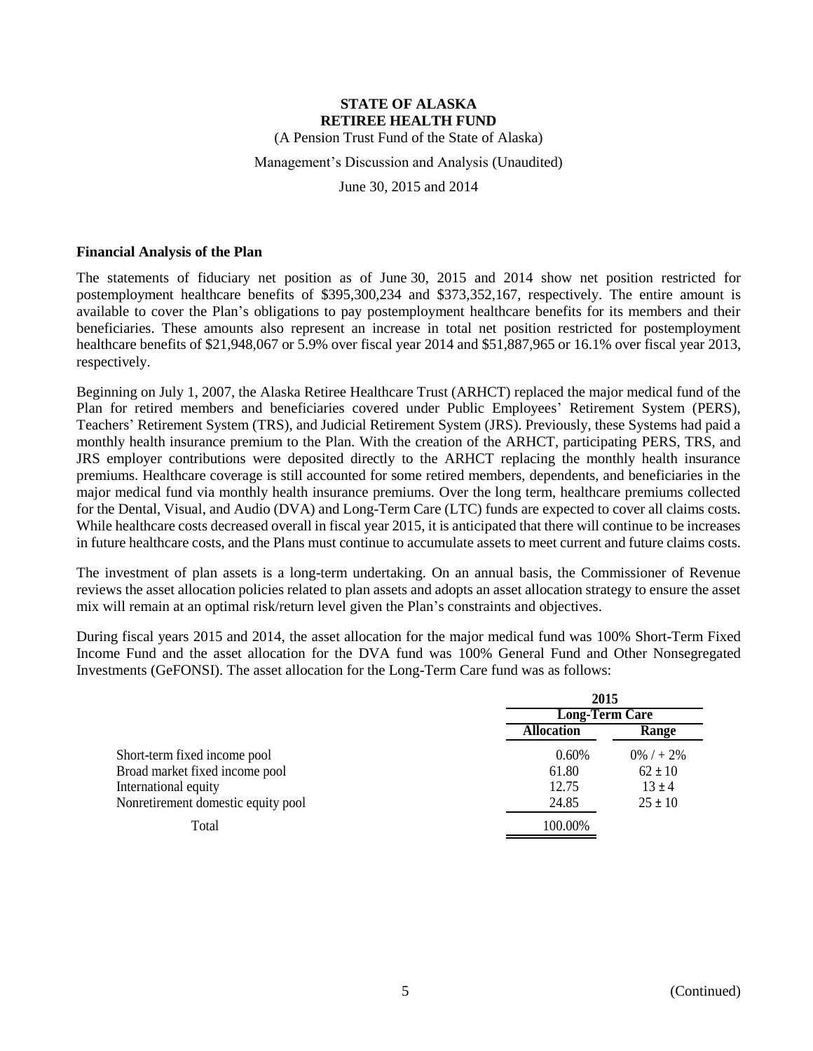# STATE OF ALASKA
# RETIREE HEALTH FUND

(A Pension Trust Fund of the State of Alaska)

Management's Discussion and Analysis (Unaudited)

June 30, 2015 and 2014

### Financial Analysis of the Plan

The statements of fiduciary net position as of June 30, 2015 and 2014 show net position restricted for postemployment healthcare benefits of $395,300,234 and $373,352,167, respectively. The entire amount is available to cover the Plan's obligations to pay postemployment healthcare benefits for its members and their beneficiaries. These amounts also represent an increase in total net position restricted for postemployment healthcare benefits of $21,948,067 or 5.9% over fiscal year 2014 and $51,887,965 or 16.1% over fiscal year 2013, respectively.

Beginning on July 1, 2007, the Alaska Retiree Healthcare Trust (ARHCT) replaced the major medical fund of the Plan for retired members and beneficiaries covered under Public Employees' Retirement System (PERS), Teachers' Retirement System (TRS), and Judicial Retirement System (JRS). Previously, these Systems had paid a monthly health insurance premium to the Plan. With the creation of the ARHCT, participating PERS, TRS, and JRS employer contributions were deposited directly to the ARHCT replacing the monthly health insurance premiums. Healthcare coverage is still accounted for some retired members, dependents, and beneficiaries in the major medical fund via monthly health insurance premiums. Over the long term, healthcare premiums collected for the Dental, Visual, and Audio (DVA) and Long-Term Care (LTC) funds are expected to cover all claims costs. While healthcare costs decreased overall in fiscal year 2015, it is anticipated that there will continue to be increases in future healthcare costs, and the Plans must continue to accumulate assets to meet current and future claims costs.

The investment of plan assets is a long-term undertaking. On an annual basis, the Commissioner of Revenue reviews the asset allocation policies related to plan assets and adopts an asset allocation strategy to ensure the asset mix will remain at an optimal risk/return level given the Plan's constraints and objectives.

During fiscal years 2015 and 2014, the asset allocation for the major medical fund was 100% Short-Term Fixed Income Fund and the asset allocation for the DVA fund was 100% General Fund and Other Nonsegregated Investments (GeFONSI). The asset allocation for the Long-Term Care fund was as follows:

| | 2015 | |
|---|---|---|
| | Long-Term Care | |
| | Allocation | Range |
| Short-term fixed income pool | 0.60% | 0% / + 2% |
| Broad market fixed income pool | 61.80 | 62 ± 10 |
| International equity | 12.75 | 13 ± 4 |
| Nonretirement domestic equity pool | 24.85 | 25 ± 10 |
| Total | 100.00% | |

(Continued)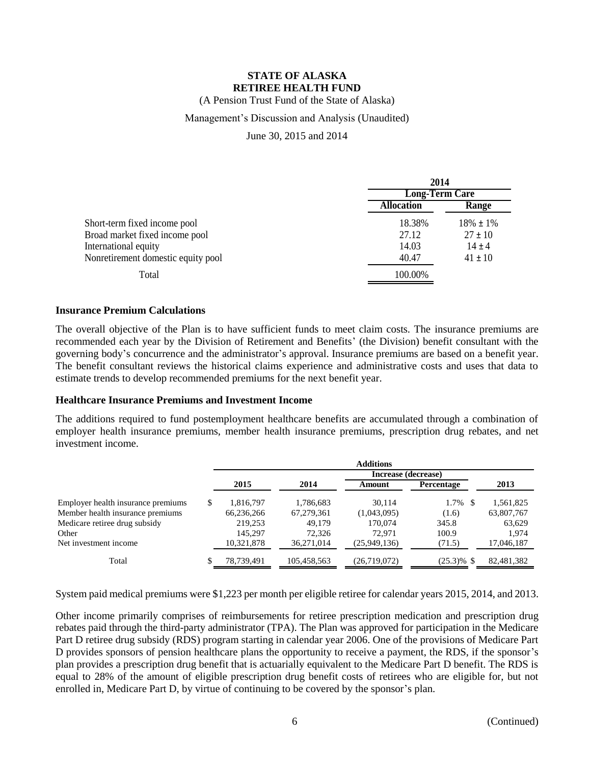**STATE OF ALASKA**
**RETIREE HEALTH FUND**
(A Pension Trust Fund of the State of Alaska)
Management's Discussion and Analysis (Unaudited)
June 30, 2015 and 2014

| | 2014 | |
|---|---|---|
| | Long-Term Care | |
| | Allocation | Range |
| Short-term fixed income pool | 18.38% | 18% ± 1% |
| Broad market fixed income pool | 27.12 | 27 ± 10 |
| International equity | 14.03 | 14 ± 4 |
| Nonretirement domestic equity pool | 40.47 | 41 ± 10 |
| Total | 100.00% | |

### Insurance Premium Calculations

The overall objective of the Plan is to have sufficient funds to meet claim costs. The insurance premiums are recommended each year by the Division of Retirement and Benefits' (the Division) benefit consultant with the governing body's concurrence and the administrator's approval. Insurance premiums are based on a benefit year. The benefit consultant reviews the historical claims experience and administrative costs and uses that data to estimate trends to develop recommended premiums for the next benefit year.

### Healthcare Insurance Premiums and Investment Income

The additions required to fund postemployment healthcare benefits are accumulated through a combination of employer health insurance premiums, member health insurance premiums, prescription drug rebates, and net investment income.

| | Additions | | | | |
|---|---|---|---|---|---|
| | | | Increase (decrease) | | |
| | 2015 | 2014 | Amount | Percentage | 2013 |
| Employer health insurance premiums | $ 1,816,797 | 1,786,683 | 30,114 | 1.7% | $ 1,561,825 |
| Member health insurance premiums | 66,236,266 | 67,279,361 | (1,043,095) | (1.6) | 63,807,767 |
| Medicare retiree drug subsidy | 219,253 | 49,179 | 170,074 | 345.8 | 63,629 |
| Other | 145,297 | 72,326 | 72,971 | 100.9 | 1,974 |
| Net investment income | 10,321,878 | 36,271,014 | (25,949,136) | (71.5) | 17,046,187 |
| Total | $ 78,739,491 | 105,458,563 | (26,719,072) | (25.3)% | $ 82,481,382 |

System paid medical premiums were $1,223 per month per eligible retiree for calendar years 2015, 2014, and 2013.

Other income primarily comprises of reimbursements for retiree prescription medication and prescription drug rebates paid through the third-party administrator (TPA). The Plan was approved for participation in the Medicare Part D retiree drug subsidy (RDS) program starting in calendar year 2006. One of the provisions of Medicare Part D provides sponsors of pension healthcare plans the opportunity to receive a payment, the RDS, if the sponsor's plan provides a prescription drug benefit that is actuarially equivalent to the Medicare Part D benefit. The RDS is equal to 28% of the amount of eligible prescription drug benefit costs of retirees who are eligible for, but not enrolled in, Medicare Part D, by virtue of continuing to be covered by the sponsor's plan.

(Continued)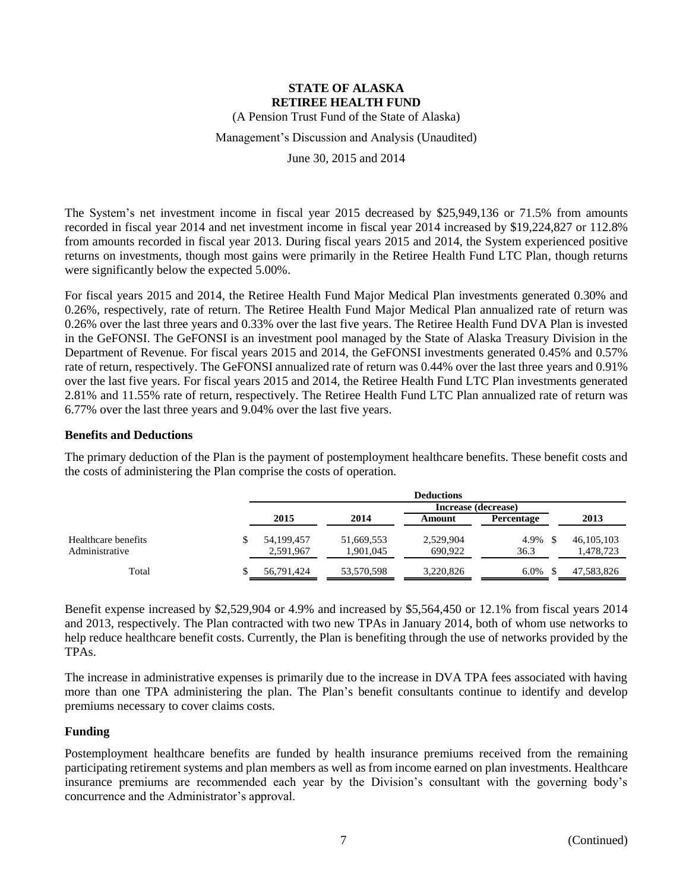The System's net investment income in fiscal year 2015 decreased by $25,949,136 or 71.5% from amounts recorded in fiscal year 2014 and net investment income in fiscal year 2014 increased by $19,224,827 or 112.8% from amounts recorded in fiscal year 2013. During fiscal years 2015 and 2014, the System experienced positive returns on investments, though most gains were primarily in the Retiree Health Fund LTC Plan, though returns were significantly below the expected 5.00%.

For fiscal years 2015 and 2014, the Retiree Health Fund Major Medical Plan investments generated 0.30% and 0.26%, respectively, rate of return. The Retiree Health Fund Major Medical Plan annualized rate of return was 0.26% over the last three years and 0.33% over the last five years. The Retiree Health Fund DVA Plan is invested in the GeFONSI. The GeFONSI is an investment pool managed by the State of Alaska Treasury Division in the Department of Revenue. For fiscal years 2015 and 2014, the GeFONSI investments generated 0.45% and 0.57% rate of return, respectively. The GeFONSI annualized rate of return was 0.44% over the last three years and 0.91% over the last five years. For fiscal years 2015 and 2014, the Retiree Health Fund LTC Plan investments generated 2.81% and 11.55% rate of return, respectively. The Retiree Health Fund LTC Plan annualized rate of return was 6.77% over the last three years and 9.04% over the last five years.

## Benefits and Deductions

The primary deduction of the Plan is the payment of postemployment healthcare benefits. These benefit costs and the costs of administering the Plan comprise the costs of operation.

| | Deductions | | | | |
|---|---|---|---|---|---|
| | | | Increase (decrease) | | |
| | 2015 | 2014 | Amount | Percentage | 2013 |
| Healthcare benefits | $ 54,199,457 | 51,669,553 | 2,529,904 | 4.9% | $ 46,105,103 |
| Administrative | 2,591,967 | 1,901,045 | 690,922 | 36.3 | 1,478,723 |
| Total | $ 56,791,424 | 53,570,598 | 3,220,826 | 6.0% | $ 47,583,826 |

Benefit expense increased by $2,529,904 or 4.9% and increased by $5,564,450 or 12.1% from fiscal years 2014 and 2013, respectively. The Plan contracted with two new TPAs in January 2014, both of whom use networks to help reduce healthcare benefit costs. Currently, the Plan is benefiting through the use of networks provided by the TPAs.

The increase in administrative expenses is primarily due to the increase in DVA TPA fees associated with having more than one TPA administering the plan. The Plan's benefit consultants continue to identify and develop premiums necessary to cover claims costs.

## Funding

Postemployment healthcare benefits are funded by health insurance premiums received from the remaining participating retirement systems and plan members as well as from income earned on plan investments. Healthcare insurance premiums are recommended each year by the Division's consultant with the governing body's concurrence and the Administrator's approval.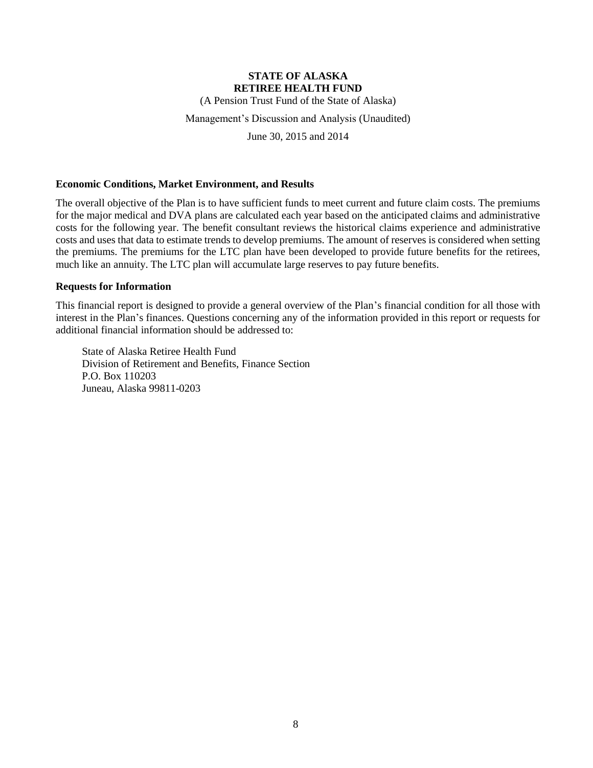**STATE OF ALASKA**
**RETIREE HEALTH FUND**

(A Pension Trust Fund of the State of Alaska)

Management's Discussion and Analysis (Unaudited)

June 30, 2015 and 2014

### Economic Conditions, Market Environment, and Results

The overall objective of the Plan is to have sufficient funds to meet current and future claim costs. The premiums for the major medical and DVA plans are calculated each year based on the anticipated claims and administrative costs for the following year. The benefit consultant reviews the historical claims experience and administrative costs and uses that data to estimate trends to develop premiums. The amount of reserves is considered when setting the premiums. The premiums for the LTC plan have been developed to provide future benefits for the retirees, much like an annuity. The LTC plan will accumulate large reserves to pay future benefits.

### Requests for Information

This financial report is designed to provide a general overview of the Plan's financial condition for all those with interest in the Plan's finances. Questions concerning any of the information provided in this report or requests for additional financial information should be addressed to:

State of Alaska Retiree Health Fund
Division of Retirement and Benefits, Finance Section
P.O. Box 110203
Juneau, Alaska 99811-0203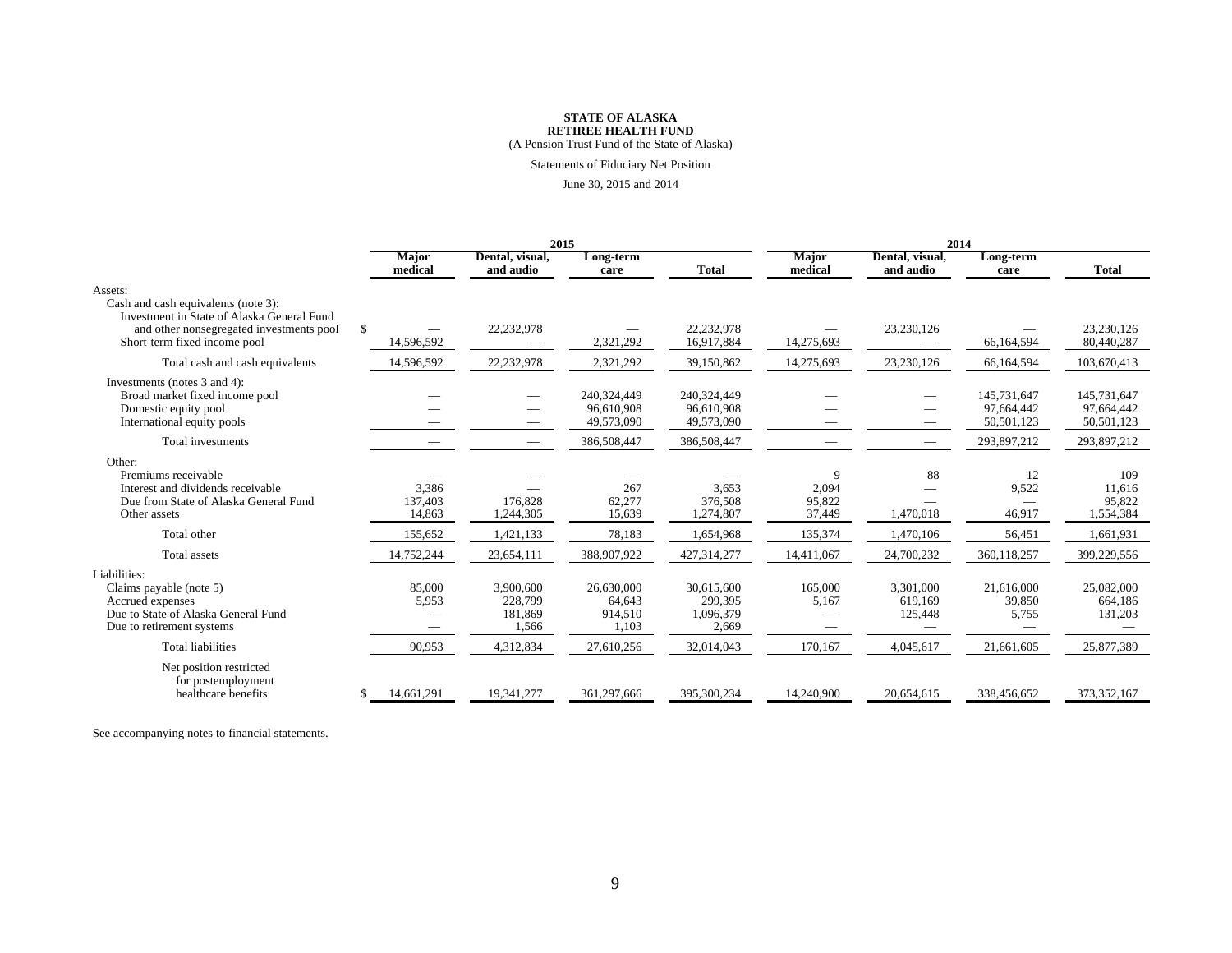**STATE OF ALASKA**
**RETIREE HEALTH FUND**
(A Pension Trust Fund of the State of Alaska)

Statements of Fiduciary Net Position

June 30, 2015 and 2014

| | 2015 | | | | 2014 | | | |
|---|---|---|---|---|---|---|---|---|
| | Major medical | Dental, visual, and audio | Long-term care | Total | Major medical | Dental, visual, and audio | Long-term care | Total |
| Assets: | | | | | | | | |
| Cash and cash equivalents (note 3): | | | | | | | | |
| Investment in State of Alaska General Fund and other nonsegregated investments pool | $ — | 22,232,978 | — | 22,232,978 | — | 23,230,126 | — | 23,230,126 |
| Short-term fixed income pool | 14,596,592 | — | 2,321,292 | 16,917,884 | 14,275,693 | — | 66,164,594 | 80,440,287 |
| Total cash and cash equivalents | 14,596,592 | 22,232,978 | 2,321,292 | 39,150,862 | 14,275,693 | 23,230,126 | 66,164,594 | 103,670,413 |
| Investments (notes 3 and 4): | | | | | | | | |
| Broad market fixed income pool | — | — | 240,324,449 | 240,324,449 | — | — | 145,731,647 | 145,731,647 |
| Domestic equity pool | — | — | 96,610,908 | 96,610,908 | — | — | 97,664,442 | 97,664,442 |
| International equity pools | — | — | 49,573,090 | 49,573,090 | — | — | 50,501,123 | 50,501,123 |
| Total investments | — | — | 386,508,447 | 386,508,447 | — | — | 293,897,212 | 293,897,212 |
| Other: | | | | | | | | |
| Premiums receivable | — | — | — | — | 9 | 88 | 12 | 109 |
| Interest and dividends receivable | 3,386 | — | 267 | 3,653 | 2,094 | — | 9,522 | 11,616 |
| Due from State of Alaska General Fund | 137,403 | 176,828 | 62,277 | 376,508 | 95,822 | — | — | 95,822 |
| Other assets | 14,863 | 1,244,305 | 15,639 | 1,274,807 | 37,449 | 1,470,018 | 46,917 | 1,554,384 |
| Total other | 155,652 | 1,421,133 | 78,183 | 1,654,968 | 135,374 | 1,470,106 | 56,451 | 1,661,931 |
| Total assets | 14,752,244 | 23,654,111 | 388,907,922 | 427,314,277 | 14,411,067 | 24,700,232 | 360,118,257 | 399,229,556 |
| Liabilities: | | | | | | | | |
| Claims payable (note 5) | 85,000 | 3,900,600 | 26,630,000 | 30,615,600 | 165,000 | 3,301,000 | 21,616,000 | 25,082,000 |
| Accrued expenses | 5,953 | 228,799 | 64,643 | 299,395 | 5,167 | 619,169 | 39,850 | 664,186 |
| Due to State of Alaska General Fund | — | 181,869 | 914,510 | 1,096,379 | — | 125,448 | 5,755 | 131,203 |
| Due to retirement systems | — | 1,566 | 1,103 | 2,669 | — | — | — | — |
| Total liabilities | 90,953 | 4,312,834 | 27,610,256 | 32,014,043 | 170,167 | 4,045,617 | 21,661,605 | 25,877,389 |
| Net position restricted for postemployment healthcare benefits | $ 14,661,291 | 19,341,277 | 361,297,666 | 395,300,234 | 14,240,900 | 20,654,615 | 338,456,652 | 373,352,167 |

See accompanying notes to financial statements.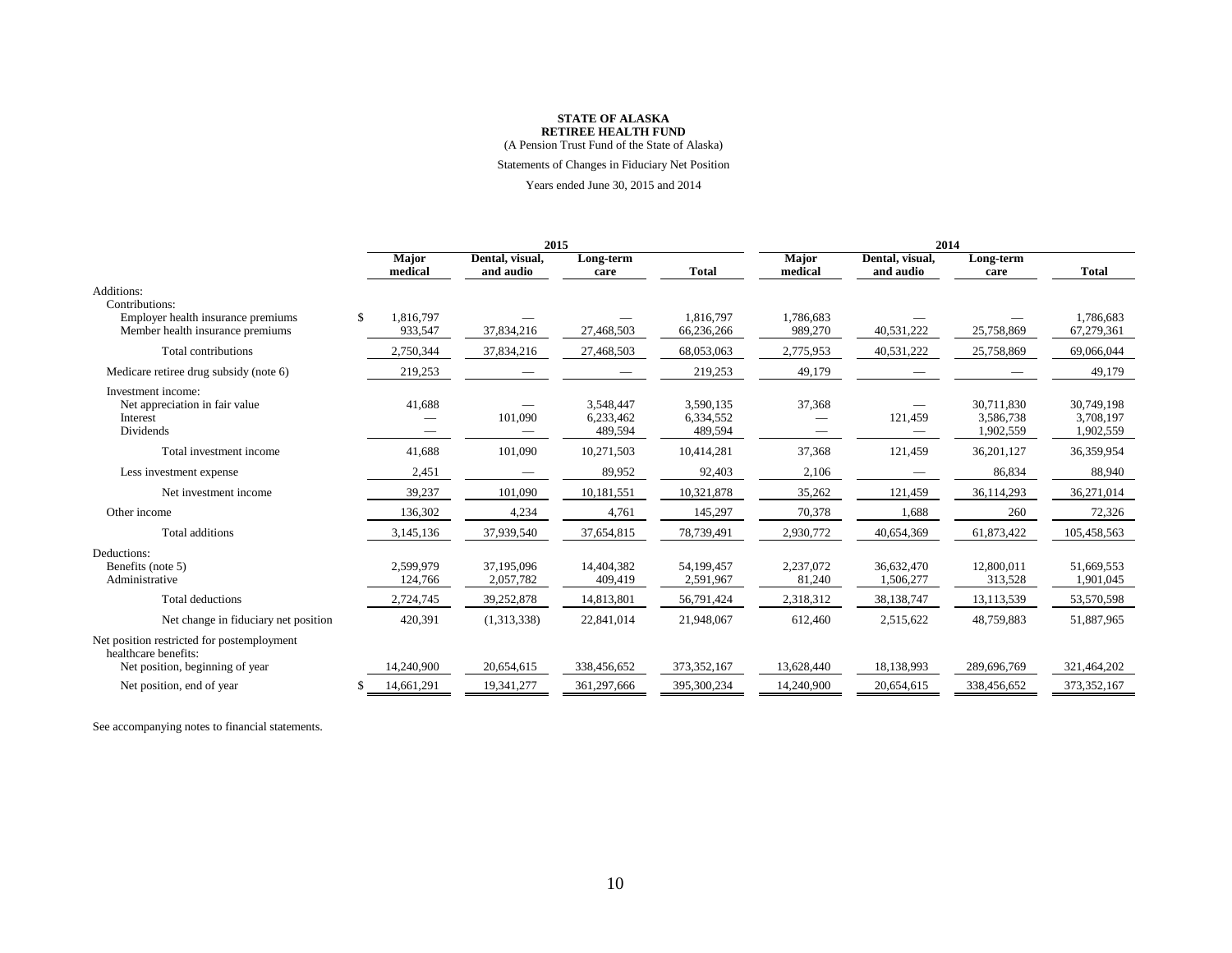**STATE OF ALASKA**
**RETIREE HEALTH FUND**
(A Pension Trust Fund of the State of Alaska)

Statements of Changes in Fiduciary Net Position

Years ended June 30, 2015 and 2014

| | 2015 | | | | 2014 | | | |
|---|---|---|---|---|---|---|---|---|
| | **Major medical** | **Dental, visual, and audio** | **Long-term care** | **Total** | **Major medical** | **Dental, visual, and audio** | **Long-term care** | **Total** |
| Additions: | | | | | | | | |
| Contributions: | | | | | | | | |
| Employer health insurance premiums | $ 1,816,797 | — | — | 1,816,797 | 1,786,683 | — | — | 1,786,683 |
| Member health insurance premiums | 933,547 | 37,834,216 | 27,468,503 | 66,236,266 | 989,270 | 40,531,222 | 25,758,869 | 67,279,361 |
| Total contributions | 2,750,344 | 37,834,216 | 27,468,503 | 68,053,063 | 2,775,953 | 40,531,222 | 25,758,869 | 69,066,044 |
| Medicare retiree drug subsidy (note 6) | 219,253 | — | — | 219,253 | 49,179 | — | — | 49,179 |
| Investment income: | | | | | | | | |
| Net appreciation in fair value | 41,688 | — | 3,548,447 | 3,590,135 | 37,368 | — | 30,711,830 | 30,749,198 |
| Interest | — | 101,090 | 6,233,462 | 6,334,552 | — | 121,459 | 3,586,738 | 3,708,197 |
| Dividends | — | — | 489,594 | 489,594 | — | — | 1,902,559 | 1,902,559 |
| Total investment income | 41,688 | 101,090 | 10,271,503 | 10,414,281 | 37,368 | 121,459 | 36,201,127 | 36,359,954 |
| Less investment expense | 2,451 | — | 89,952 | 92,403 | 2,106 | — | 86,834 | 88,940 |
| Net investment income | 39,237 | 101,090 | 10,181,551 | 10,321,878 | 35,262 | 121,459 | 36,114,293 | 36,271,014 |
| Other income | 136,302 | 4,234 | 4,761 | 145,297 | 70,378 | 1,688 | 260 | 72,326 |
| Total additions | 3,145,136 | 37,939,540 | 37,654,815 | 78,739,491 | 2,930,772 | 40,654,369 | 61,873,422 | 105,458,563 |
| Deductions: | | | | | | | | |
| Benefits (note 5) | 2,599,979 | 37,195,096 | 14,404,382 | 54,199,457 | 2,237,072 | 36,632,470 | 12,800,011 | 51,669,553 |
| Administrative | 124,766 | 2,057,782 | 409,419 | 2,591,967 | 81,240 | 1,506,277 | 313,528 | 1,901,045 |
| Total deductions | 2,724,745 | 39,252,878 | 14,813,801 | 56,791,424 | 2,318,312 | 38,138,747 | 13,113,539 | 53,570,598 |
| Net change in fiduciary net position | 420,391 | (1,313,338) | 22,841,014 | 21,948,067 | 612,460 | 2,515,622 | 48,759,883 | 51,887,965 |
| Net position restricted for postemployment healthcare benefits: | | | | | | | | |
| Net position, beginning of year | 14,240,900 | 20,654,615 | 338,456,652 | 373,352,167 | 13,628,440 | 18,138,993 | 289,696,769 | 321,464,202 |
| Net position, end of year | $ 14,661,291 | 19,341,277 | 361,297,666 | 395,300,234 | 14,240,900 | 20,654,615 | 338,456,652 | 373,352,167 |

See accompanying notes to financial statements.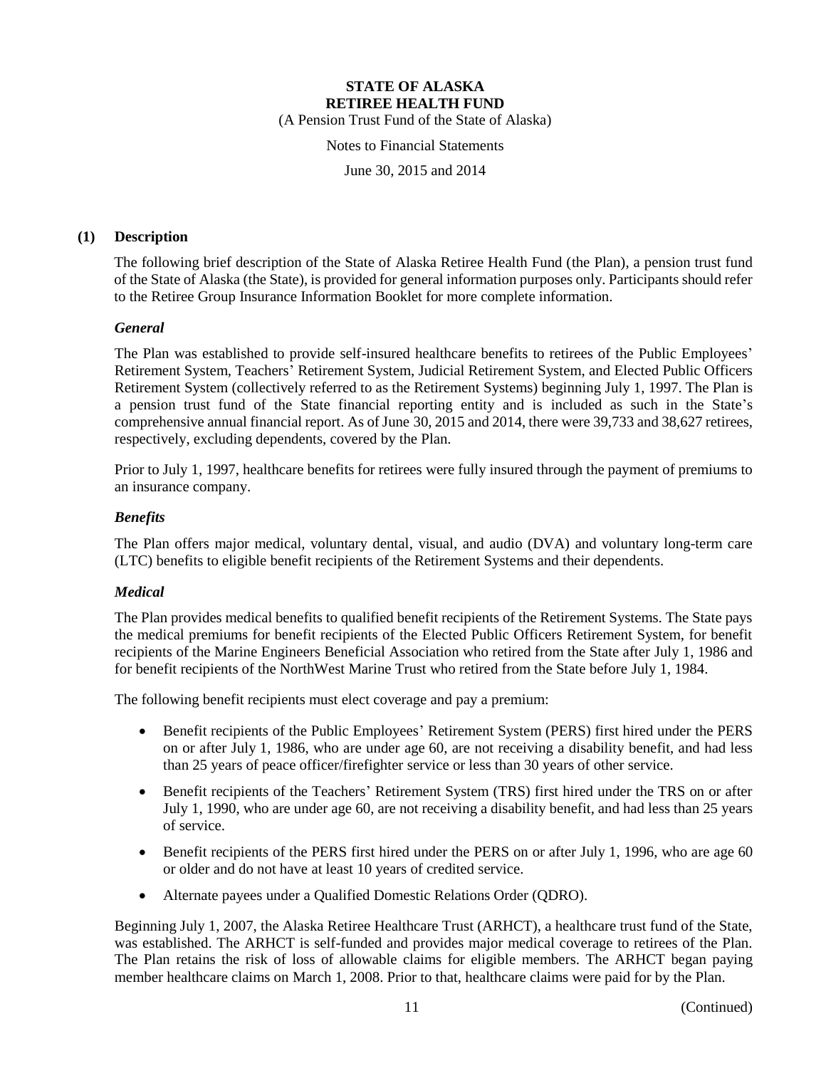# STATE OF ALASKA
# RETIREE HEALTH FUND

(A Pension Trust Fund of the State of Alaska)

Notes to Financial Statements

June 30, 2015 and 2014

## (1) Description

The following brief description of the State of Alaska Retiree Health Fund (the Plan), a pension trust fund of the State of Alaska (the State), is provided for general information purposes only. Participants should refer to the Retiree Group Insurance Information Booklet for more complete information.

### *General*

The Plan was established to provide self-insured healthcare benefits to retirees of the Public Employees' Retirement System, Teachers' Retirement System, Judicial Retirement System, and Elected Public Officers Retirement System (collectively referred to as the Retirement Systems) beginning July 1, 1997. The Plan is a pension trust fund of the State financial reporting entity and is included as such in the State's comprehensive annual financial report. As of June 30, 2015 and 2014, there were 39,733 and 38,627 retirees, respectively, excluding dependents, covered by the Plan.

Prior to July 1, 1997, healthcare benefits for retirees were fully insured through the payment of premiums to an insurance company.

### *Benefits*

The Plan offers major medical, voluntary dental, visual, and audio (DVA) and voluntary long-term care (LTC) benefits to eligible benefit recipients of the Retirement Systems and their dependents.

### *Medical*

The Plan provides medical benefits to qualified benefit recipients of the Retirement Systems. The State pays the medical premiums for benefit recipients of the Elected Public Officers Retirement System, for benefit recipients of the Marine Engineers Beneficial Association who retired from the State after July 1, 1986 and for benefit recipients of the NorthWest Marine Trust who retired from the State before July 1, 1984.

The following benefit recipients must elect coverage and pay a premium:

- Benefit recipients of the Public Employees' Retirement System (PERS) first hired under the PERS on or after July 1, 1986, who are under age 60, are not receiving a disability benefit, and had less than 25 years of peace officer/firefighter service or less than 30 years of other service.
- Benefit recipients of the Teachers' Retirement System (TRS) first hired under the TRS on or after July 1, 1990, who are under age 60, are not receiving a disability benefit, and had less than 25 years of service.
- Benefit recipients of the PERS first hired under the PERS on or after July 1, 1996, who are age 60 or older and do not have at least 10 years of credited service.
- Alternate payees under a Qualified Domestic Relations Order (QDRO).

Beginning July 1, 2007, the Alaska Retiree Healthcare Trust (ARHCT), a healthcare trust fund of the State, was established. The ARHCT is self-funded and provides major medical coverage to retirees of the Plan. The Plan retains the risk of loss of allowable claims for eligible members. The ARHCT began paying member healthcare claims on March 1, 2008. Prior to that, healthcare claims were paid for by the Plan.

(Continued)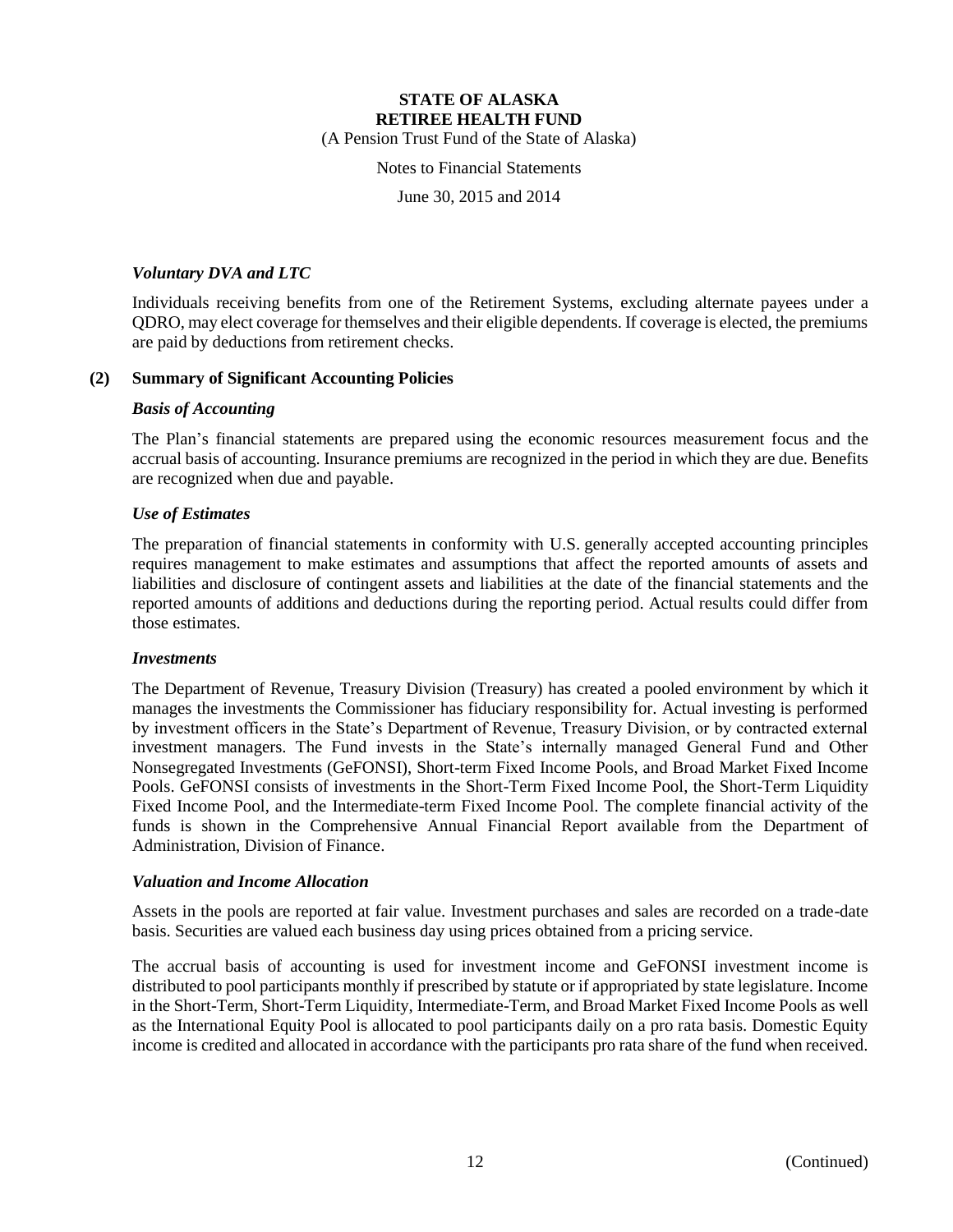### *Voluntary DVA and LTC*

Individuals receiving benefits from one of the Retirement Systems, excluding alternate payees under a QDRO, may elect coverage for themselves and their eligible dependents. If coverage is elected, the premiums are paid by deductions from retirement checks.

## (2) Summary of Significant Accounting Policies

### *Basis of Accounting*

The Plan's financial statements are prepared using the economic resources measurement focus and the accrual basis of accounting. Insurance premiums are recognized in the period in which they are due. Benefits are recognized when due and payable.

### *Use of Estimates*

The preparation of financial statements in conformity with U.S. generally accepted accounting principles requires management to make estimates and assumptions that affect the reported amounts of assets and liabilities and disclosure of contingent assets and liabilities at the date of the financial statements and the reported amounts of additions and deductions during the reporting period. Actual results could differ from those estimates.

### *Investments*

The Department of Revenue, Treasury Division (Treasury) has created a pooled environment by which it manages the investments the Commissioner has fiduciary responsibility for. Actual investing is performed by investment officers in the State's Department of Revenue, Treasury Division, or by contracted external investment managers. The Fund invests in the State's internally managed General Fund and Other Nonsegregated Investments (GeFONSI), Short-term Fixed Income Pools, and Broad Market Fixed Income Pools. GeFONSI consists of investments in the Short-Term Fixed Income Pool, the Short-Term Liquidity Fixed Income Pool, and the Intermediate-term Fixed Income Pool. The complete financial activity of the funds is shown in the Comprehensive Annual Financial Report available from the Department of Administration, Division of Finance.

### *Valuation and Income Allocation*

Assets in the pools are reported at fair value. Investment purchases and sales are recorded on a trade-date basis. Securities are valued each business day using prices obtained from a pricing service.

The accrual basis of accounting is used for investment income and GeFONSI investment income is distributed to pool participants monthly if prescribed by statute or if appropriated by state legislature. Income in the Short-Term, Short-Term Liquidity, Intermediate-Term, and Broad Market Fixed Income Pools as well as the International Equity Pool is allocated to pool participants daily on a pro rata basis. Domestic Equity income is credited and allocated in accordance with the participants pro rata share of the fund when received.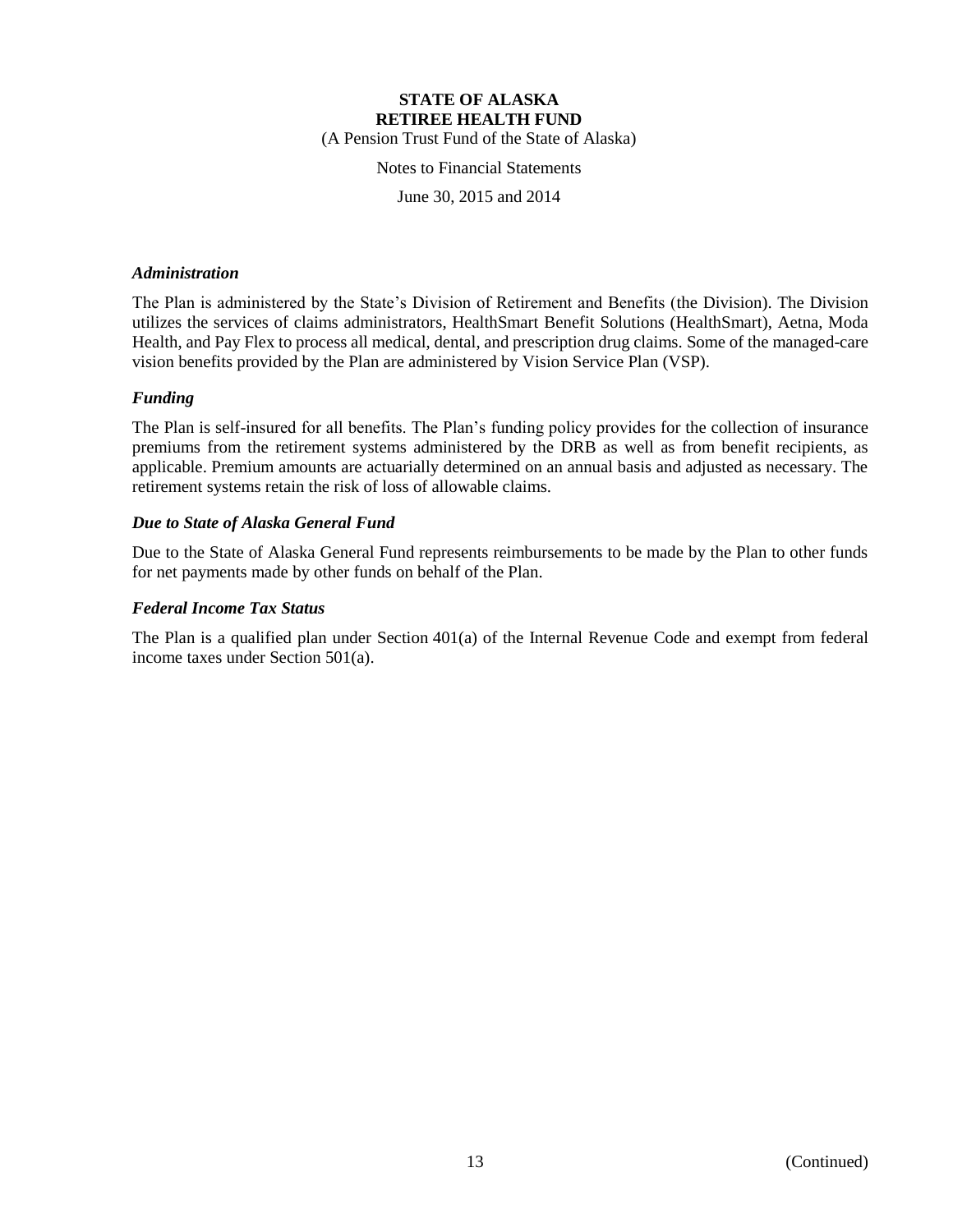### *Administration*

The Plan is administered by the State's Division of Retirement and Benefits (the Division). The Division utilizes the services of claims administrators, HealthSmart Benefit Solutions (HealthSmart), Aetna, Moda Health, and Pay Flex to process all medical, dental, and prescription drug claims. Some of the managed-care vision benefits provided by the Plan are administered by Vision Service Plan (VSP).

### *Funding*

The Plan is self-insured for all benefits. The Plan's funding policy provides for the collection of insurance premiums from the retirement systems administered by the DRB as well as from benefit recipients, as applicable. Premium amounts are actuarially determined on an annual basis and adjusted as necessary. The retirement systems retain the risk of loss of allowable claims.

### *Due to State of Alaska General Fund*

Due to the State of Alaska General Fund represents reimbursements to be made by the Plan to other funds for net payments made by other funds on behalf of the Plan.

### *Federal Income Tax Status*

The Plan is a qualified plan under Section 401(a) of the Internal Revenue Code and exempt from federal income taxes under Section 501(a).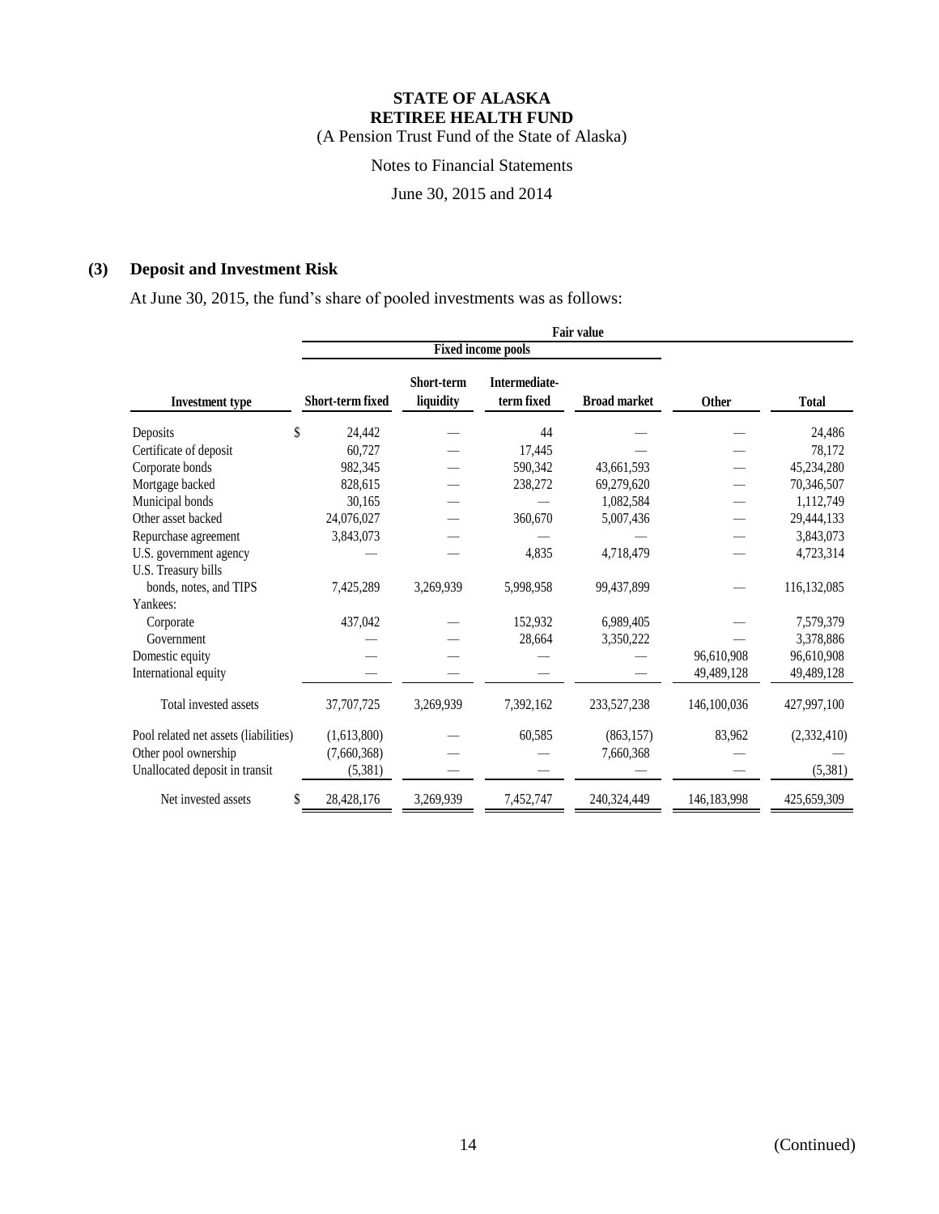# STATE OF ALASKA
## RETIREE HEALTH FUND
(A Pension Trust Fund of the State of Alaska)

Notes to Financial Statements

June 30, 2015 and 2014

## (3) Deposit and Investment Risk

At June 30, 2015, the fund's share of pooled investments was as follows:

| | Fair value | | | | | |
|---|---|---|---|---|---|---|
| | Fixed income pools | | | | | |
| Investment type | Short-term fixed | Short-term liquidity | Intermediate-term fixed | Broad market | Other | Total |
| Deposits | $ 24,442 | — | 44 | — | — | 24,486 |
| Certificate of deposit | 60,727 | — | 17,445 | — | — | 78,172 |
| Corporate bonds | 982,345 | — | 590,342 | 43,661,593 | — | 45,234,280 |
| Mortgage backed | 828,615 | — | 238,272 | 69,279,620 | — | 70,346,507 |
| Municipal bonds | 30,165 | — | — | 1,082,584 | — | 1,112,749 |
| Other asset backed | 24,076,027 | — | 360,670 | 5,007,436 | — | 29,444,133 |
| Repurchase agreement | 3,843,073 | — | — | — | — | 3,843,073 |
| U.S. government agency | — | — | 4,835 | 4,718,479 | — | 4,723,314 |
| U.S. Treasury bills bonds, notes, and TIPS | 7,425,289 | 3,269,939 | 5,998,958 | 99,437,899 | — | 116,132,085 |
| Yankees: | | | | | | |
| Corporate | 437,042 | — | 152,932 | 6,989,405 | — | 7,579,379 |
| Government | — | — | 28,664 | 3,350,222 | — | 3,378,886 |
| Domestic equity | — | — | — | — | 96,610,908 | 96,610,908 |
| International equity | — | — | — | — | 49,489,128 | 49,489,128 |
| Total invested assets | 37,707,725 | 3,269,939 | 7,392,162 | 233,527,238 | 146,100,036 | 427,997,100 |
| Pool related net assets (liabilities) | (1,613,800) | — | 60,585 | (863,157) | 83,962 | (2,332,410) |
| Other pool ownership | (7,660,368) | — | — | 7,660,368 | — | — |
| Unallocated deposit in transit | (5,381) | — | — | — | — | (5,381) |
| Net invested assets | $ 28,428,176 | 3,269,939 | 7,452,747 | 240,324,449 | 146,183,998 | 425,659,309 |

(Continued)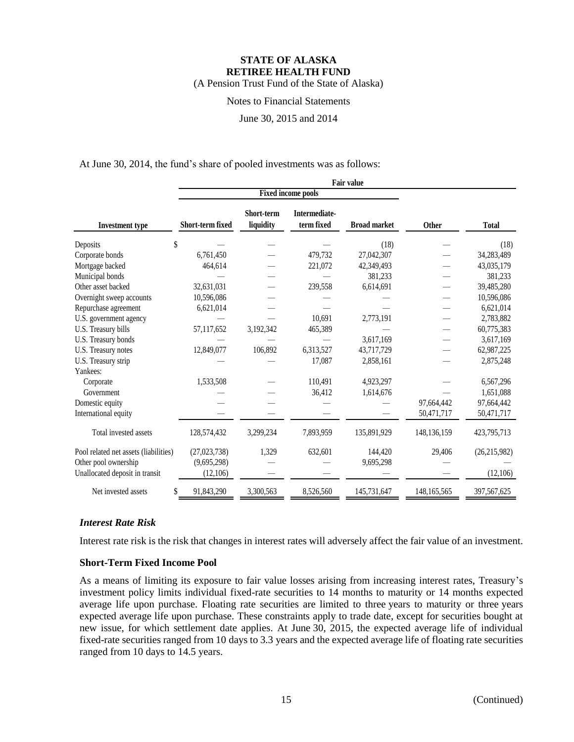**STATE OF ALASKA**
**RETIREE HEALTH FUND**
(A Pension Trust Fund of the State of Alaska)

Notes to Financial Statements

June 30, 2015 and 2014

At June 30, 2014, the fund's share of pooled investments was as follows:

| | Fair value | | | | | |
|---|---|---|---|---|---|---|
| | Fixed income pools | | | | | |
| **Investment type** | **Short-term fixed** | **Short-term liquidity** | **Intermediate-term fixed** | **Broad market** | **Other** | **Total** |
| Deposits | $ — | — | — | (18) | — | (18) |
| Corporate bonds | 6,761,450 | — | 479,732 | 27,042,307 | — | 34,283,489 |
| Mortgage backed | 464,614 | — | 221,072 | 42,349,493 | — | 43,035,179 |
| Municipal bonds | — | — | — | 381,233 | — | 381,233 |
| Other asset backed | 32,631,031 | — | 239,558 | 6,614,691 | — | 39,485,280 |
| Overnight sweep accounts | 10,596,086 | — | — | — | — | 10,596,086 |
| Repurchase agreement | 6,621,014 | — | — | — | — | 6,621,014 |
| U.S. government agency | — | — | 10,691 | 2,773,191 | — | 2,783,882 |
| U.S. Treasury bills | 57,117,652 | 3,192,342 | 465,389 | — | — | 60,775,383 |
| U.S. Treasury bonds | — | — | — | 3,617,169 | — | 3,617,169 |
| U.S. Treasury notes | 12,849,077 | 106,892 | 6,313,527 | 43,717,729 | — | 62,987,225 |
| U.S. Treasury strip | — | — | 17,087 | 2,858,161 | — | 2,875,248 |
| Yankees: | | | | | | |
| Corporate | 1,533,508 | — | 110,491 | 4,923,297 | — | 6,567,296 |
| Government | — | — | 36,412 | 1,614,676 | — | 1,651,088 |
| Domestic equity | — | — | — | — | 97,664,442 | 97,664,442 |
| International equity | — | — | — | — | 50,471,717 | 50,471,717 |
| Total invested assets | 128,574,432 | 3,299,234 | 7,893,959 | 135,891,929 | 148,136,159 | 423,795,713 |
| Pool related net assets (liabilities) | (27,023,738) | 1,329 | 632,601 | 144,420 | 29,406 | (26,215,982) |
| Other pool ownership | (9,695,298) | — | — | 9,695,298 | — | — |
| Unallocated deposit in transit | (12,106) | — | — | — | — | (12,106) |
| Net invested assets | $ 91,843,290 | 3,300,563 | 8,526,560 | 145,731,647 | 148,165,565 | 397,567,625 |

### *Interest Rate Risk*

Interest rate risk is the risk that changes in interest rates will adversely affect the fair value of an investment.

### Short-Term Fixed Income Pool

As a means of limiting its exposure to fair value losses arising from increasing interest rates, Treasury's investment policy limits individual fixed-rate securities to 14 months to maturity or 14 months expected average life upon purchase. Floating rate securities are limited to three years to maturity or three years expected average life upon purchase. These constraints apply to trade date, except for securities bought at new issue, for which settlement date applies. At June 30, 2015, the expected average life of individual fixed-rate securities ranged from 10 days to 3.3 years and the expected average life of floating rate securities ranged from 10 days to 14.5 years.

(Continued)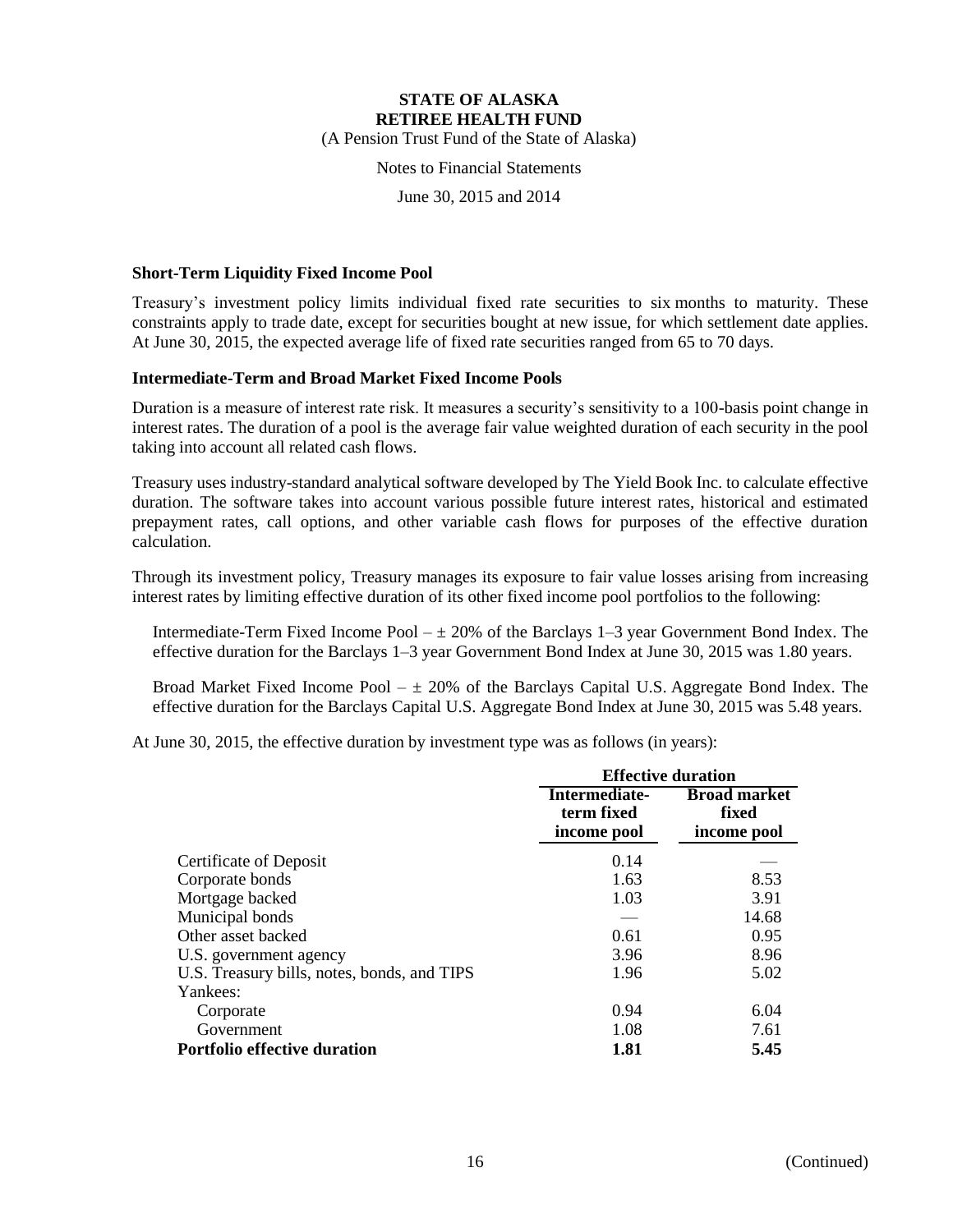## Short-Term Liquidity Fixed Income Pool

Treasury's investment policy limits individual fixed rate securities to six months to maturity. These constraints apply to trade date, except for securities bought at new issue, for which settlement date applies. At June 30, 2015, the expected average life of fixed rate securities ranged from 65 to 70 days.

## Intermediate-Term and Broad Market Fixed Income Pools

Duration is a measure of interest rate risk. It measures a security's sensitivity to a 100-basis point change in interest rates. The duration of a pool is the average fair value weighted duration of each security in the pool taking into account all related cash flows.

Treasury uses industry-standard analytical software developed by The Yield Book Inc. to calculate effective duration. The software takes into account various possible future interest rates, historical and estimated prepayment rates, call options, and other variable cash flows for purposes of the effective duration calculation.

Through its investment policy, Treasury manages its exposure to fair value losses arising from increasing interest rates by limiting effective duration of its other fixed income pool portfolios to the following:

Intermediate-Term Fixed Income Pool – ± 20% of the Barclays 1–3 year Government Bond Index. The effective duration for the Barclays 1–3 year Government Bond Index at June 30, 2015 was 1.80 years.

Broad Market Fixed Income Pool – ± 20% of the Barclays Capital U.S. Aggregate Bond Index. The effective duration for the Barclays Capital U.S. Aggregate Bond Index at June 30, 2015 was 5.48 years.

At June 30, 2015, the effective duration by investment type was as follows (in years):

| | **Effective duration** | |
|---|---|---|
| | **Intermediate-term fixed income pool** | **Broad market fixed income pool** |
| Certificate of Deposit | 0.14 | — |
| Corporate bonds | 1.63 | 8.53 |
| Mortgage backed | 1.03 | 3.91 |
| Municipal bonds | — | 14.68 |
| Other asset backed | 0.61 | 0.95 |
| U.S. government agency | 3.96 | 8.96 |
| U.S. Treasury bills, notes, bonds, and TIPS | 1.96 | 5.02 |
| Yankees: | | |
| Corporate | 0.94 | 6.04 |
| Government | 1.08 | 7.61 |
| **Portfolio effective duration** | **1.81** | **5.45** |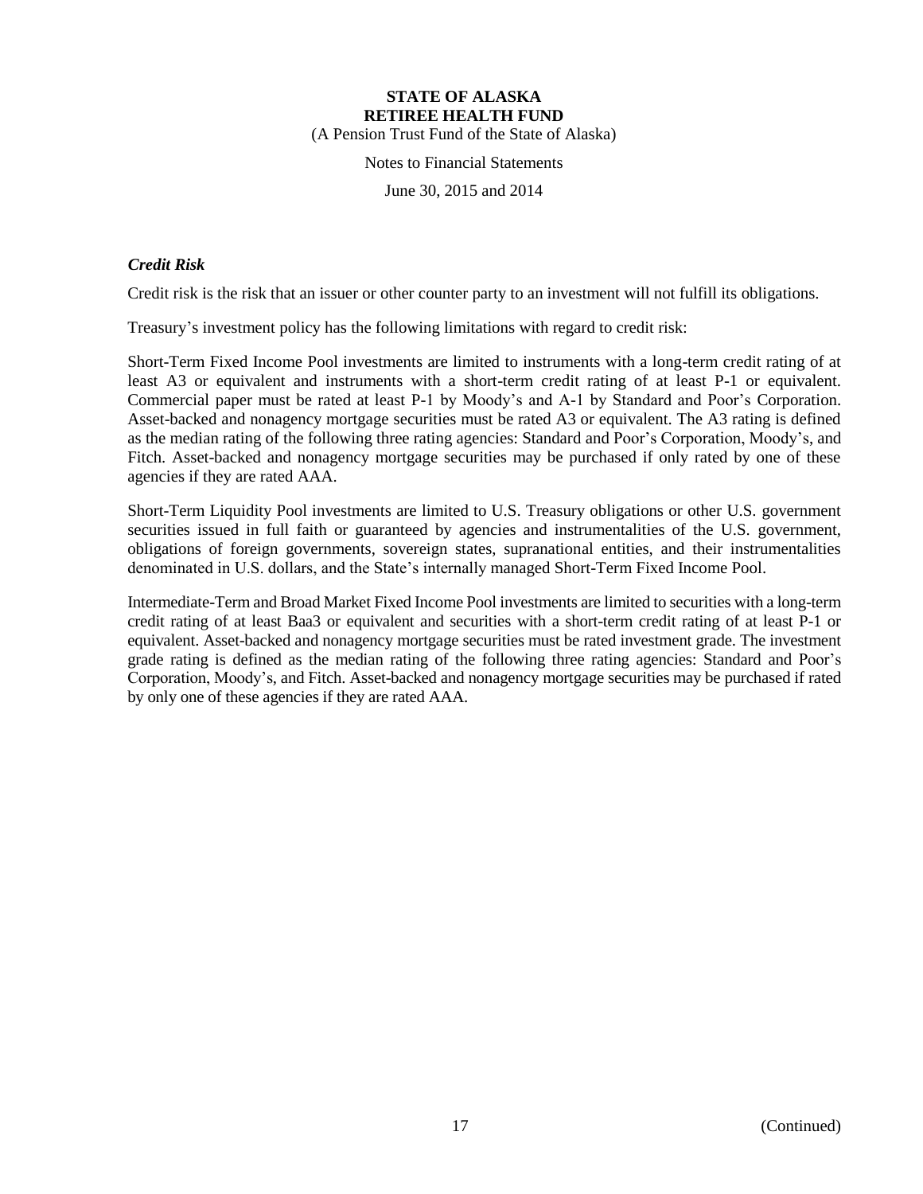### *Credit Risk*

Credit risk is the risk that an issuer or other counter party to an investment will not fulfill its obligations.

Treasury's investment policy has the following limitations with regard to credit risk:

Short-Term Fixed Income Pool investments are limited to instruments with a long-term credit rating of at least A3 or equivalent and instruments with a short-term credit rating of at least P-1 or equivalent. Commercial paper must be rated at least P-1 by Moody's and A-1 by Standard and Poor's Corporation. Asset-backed and nonagency mortgage securities must be rated A3 or equivalent. The A3 rating is defined as the median rating of the following three rating agencies: Standard and Poor's Corporation, Moody's, and Fitch. Asset-backed and nonagency mortgage securities may be purchased if only rated by one of these agencies if they are rated AAA.

Short-Term Liquidity Pool investments are limited to U.S. Treasury obligations or other U.S. government securities issued in full faith or guaranteed by agencies and instrumentalities of the U.S. government, obligations of foreign governments, sovereign states, supranational entities, and their instrumentalities denominated in U.S. dollars, and the State's internally managed Short-Term Fixed Income Pool.

Intermediate-Term and Broad Market Fixed Income Pool investments are limited to securities with a long-term credit rating of at least Baa3 or equivalent and securities with a short-term credit rating of at least P-1 or equivalent. Asset-backed and nonagency mortgage securities must be rated investment grade. The investment grade rating is defined as the median rating of the following three rating agencies: Standard and Poor's Corporation, Moody's, and Fitch. Asset-backed and nonagency mortgage securities may be purchased if rated by only one of these agencies if they are rated AAA.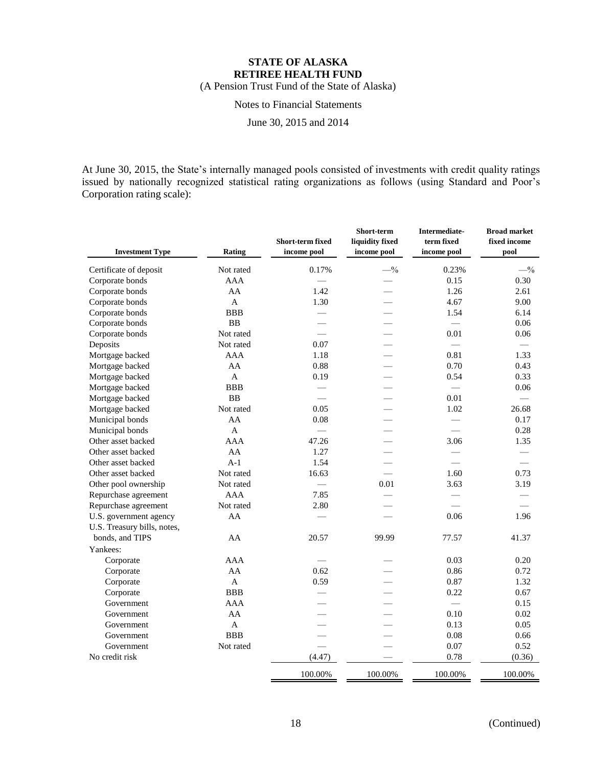# STATE OF ALASKA
# RETIREE HEALTH FUND
(A Pension Trust Fund of the State of Alaska)

Notes to Financial Statements

June 30, 2015 and 2014

At June 30, 2015, the State's internally managed pools consisted of investments with credit quality ratings issued by nationally recognized statistical rating organizations as follows (using Standard and Poor's Corporation rating scale):

| Investment Type | Rating | Short-term fixed income pool | Short-term liquidity fixed income pool | Intermediate-term fixed income pool | Broad market fixed income pool |
|---|---|---|---|---|---|
| Certificate of deposit | Not rated | 0.17% | —% | 0.23% | —% |
| Corporate bonds | AAA | — | — | 0.15 | 0.30 |
| Corporate bonds | AA | 1.42 | — | 1.26 | 2.61 |
| Corporate bonds | A | 1.30 | — | 4.67 | 9.00 |
| Corporate bonds | BBB | — | — | 1.54 | 6.14 |
| Corporate bonds | BB | — | — | — | 0.06 |
| Corporate bonds | Not rated | — | — | 0.01 | 0.06 |
| Deposits | Not rated | 0.07 | — | — | — |
| Mortgage backed | AAA | 1.18 | — | 0.81 | 1.33 |
| Mortgage backed | AA | 0.88 | — | 0.70 | 0.43 |
| Mortgage backed | A | 0.19 | — | 0.54 | 0.33 |
| Mortgage backed | BBB | — | — | — | 0.06 |
| Mortgage backed | BB | — | — | 0.01 | — |
| Mortgage backed | Not rated | 0.05 | — | 1.02 | 26.68 |
| Municipal bonds | AA | 0.08 | — | — | 0.17 |
| Municipal bonds | A | — | — | — | 0.28 |
| Other asset backed | AAA | 47.26 | — | 3.06 | 1.35 |
| Other asset backed | AA | 1.27 | — | — | — |
| Other asset backed | A-1 | 1.54 | — | — | — |
| Other asset backed | Not rated | 16.63 | — | 1.60 | 0.73 |
| Other pool ownership | Not rated | — | 0.01 | 3.63 | 3.19 |
| Repurchase agreement | AAA | 7.85 | — | — | — |
| Repurchase agreement | Not rated | 2.80 | — | — | — |
| U.S. government agency | AA | — | — | 0.06 | 1.96 |
| U.S. Treasury bills, notes, bonds, and TIPS | AA | 20.57 | 99.99 | 77.57 | 41.37 |
| Yankees: | | | | | |
| Corporate | AAA | — | — | 0.03 | 0.20 |
| Corporate | AA | 0.62 | — | 0.86 | 0.72 |
| Corporate | A | 0.59 | — | 0.87 | 1.32 |
| Corporate | BBB | — | — | 0.22 | 0.67 |
| Government | AAA | — | — | — | 0.15 |
| Government | AA | — | — | 0.10 | 0.02 |
| Government | A | — | — | 0.13 | 0.05 |
| Government | BBB | — | — | 0.08 | 0.66 |
| Government | Not rated | — | — | 0.07 | 0.52 |
| No credit risk | | (4.47) | — | 0.78 | (0.36) |
| | | 100.00% | 100.00% | 100.00% | 100.00% |

(Continued)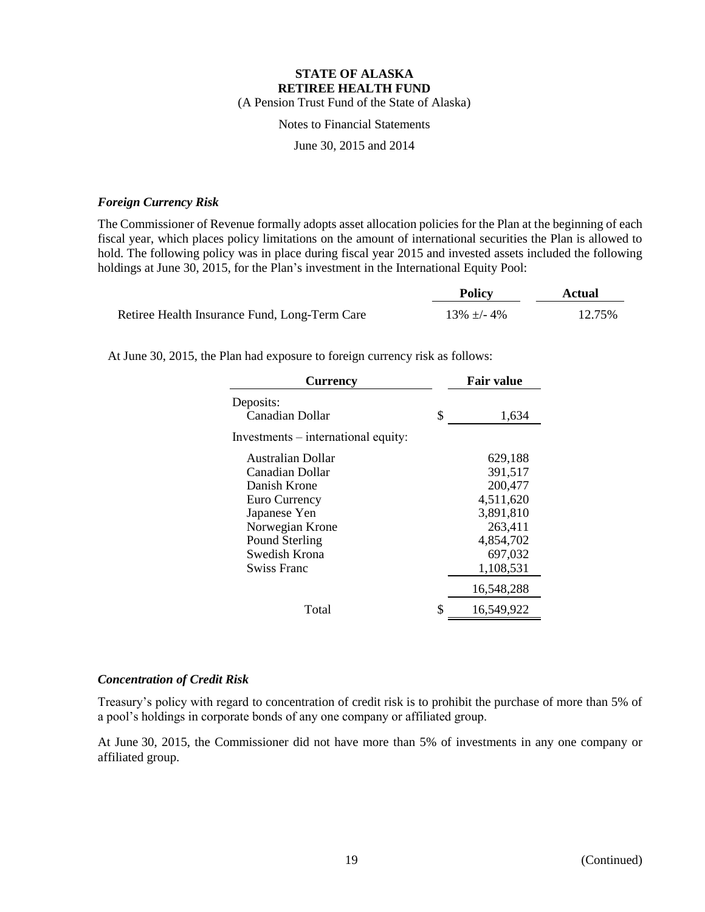# STATE OF ALASKA
# RETIREE HEALTH FUND

(A Pension Trust Fund of the State of Alaska)

Notes to Financial Statements

June 30, 2015 and 2014

### *Foreign Currency Risk*

The Commissioner of Revenue formally adopts asset allocation policies for the Plan at the beginning of each fiscal year, which places policy limitations on the amount of international securities the Plan is allowed to hold. The following policy was in place during fiscal year 2015 and invested assets included the following holdings at June 30, 2015, for the Plan's investment in the International Equity Pool:

| | Policy | Actual |
|---|---|---|
| Retiree Health Insurance Fund, Long-Term Care | 13% ±/- 4% | 12.75% |

At June 30, 2015, the Plan had exposure to foreign currency risk as follows:

| Currency | Fair value |
|---|---|
| Deposits: | |
| Canadian Dollar | $ 1,634 |
| Investments – international equity: | |
| Australian Dollar | 629,188 |
| Canadian Dollar | 391,517 |
| Danish Krone | 200,477 |
| Euro Currency | 4,511,620 |
| Japanese Yen | 3,891,810 |
| Norwegian Krone | 263,411 |
| Pound Sterling | 4,854,702 |
| Swedish Krona | 697,032 |
| Swiss Franc | 1,108,531 |
| | 16,548,288 |
| Total | $ 16,549,922 |

### *Concentration of Credit Risk*

Treasury's policy with regard to concentration of credit risk is to prohibit the purchase of more than 5% of a pool's holdings in corporate bonds of any one company or affiliated group.

At June 30, 2015, the Commissioner did not have more than 5% of investments in any one company or affiliated group.

(Continued)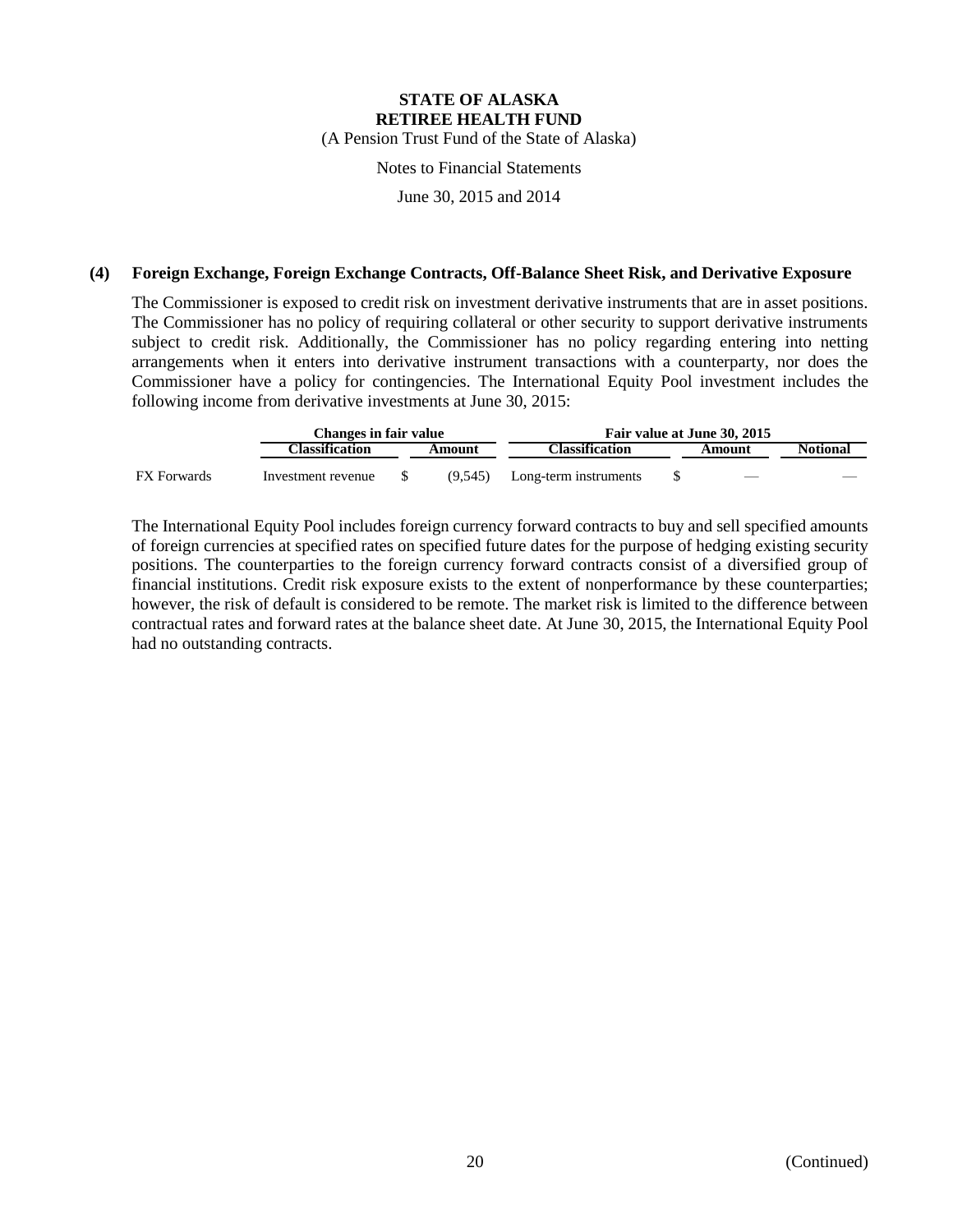**STATE OF ALASKA**
**RETIREE HEALTH FUND**
(A Pension Trust Fund of the State of Alaska)

Notes to Financial Statements

June 30, 2015 and 2014

### (4) Foreign Exchange, Foreign Exchange Contracts, Off-Balance Sheet Risk, and Derivative Exposure

The Commissioner is exposed to credit risk on investment derivative instruments that are in asset positions. The Commissioner has no policy of requiring collateral or other security to support derivative instruments subject to credit risk. Additionally, the Commissioner has no policy regarding entering into netting arrangements when it enters into derivative instrument transactions with a counterparty, nor does the Commissioner have a policy for contingencies. The International Equity Pool investment includes the following income from derivative investments at June 30, 2015:

| | Changes in fair value | | Fair value at June 30, 2015 | | |
|---|---|---|---|---|---|
| | **Classification** | **Amount** | **Classification** | **Amount** | **Notional** |
| FX Forwards | Investment revenue | $ (9,545) | Long-term instruments | $ — | — |

The International Equity Pool includes foreign currency forward contracts to buy and sell specified amounts of foreign currencies at specified rates on specified future dates for the purpose of hedging existing security positions. The counterparties to the foreign currency forward contracts consist of a diversified group of financial institutions. Credit risk exposure exists to the extent of nonperformance by these counterparties; however, the risk of default is considered to be remote. The market risk is limited to the difference between contractual rates and forward rates at the balance sheet date. At June 30, 2015, the International Equity Pool had no outstanding contracts.

(Continued)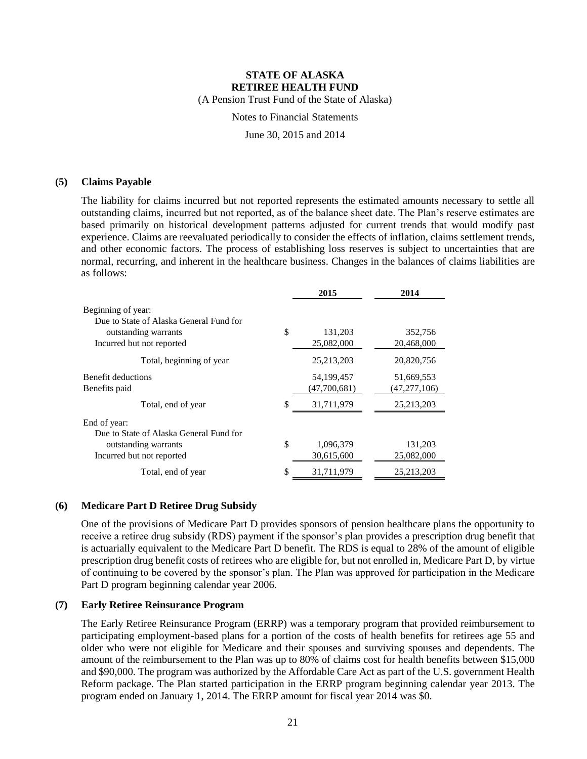# STATE OF ALASKA
# RETIREE HEALTH FUND

(A Pension Trust Fund of the State of Alaska)

Notes to Financial Statements

June 30, 2015 and 2014

## (5) Claims Payable

The liability for claims incurred but not reported represents the estimated amounts necessary to settle all outstanding claims, incurred but not reported, as of the balance sheet date. The Plan's reserve estimates are based primarily on historical development patterns adjusted for current trends that would modify past experience. Claims are reevaluated periodically to consider the effects of inflation, claims settlement trends, and other economic factors. The process of establishing loss reserves is subject to uncertainties that are normal, recurring, and inherent in the healthcare business. Changes in the balances of claims liabilities are as follows:

| | | 2015 | 2014 |
|---|---|---|---|
| Beginning of year: | | | |
| Due to State of Alaska General Fund for outstanding warrants | $ | 131,203 | 352,756 |
| Incurred but not reported | | 25,082,000 | 20,468,000 |
| Total, beginning of year | | 25,213,203 | 20,820,756 |
| Benefit deductions | | 54,199,457 | 51,669,553 |
| Benefits paid | | (47,700,681) | (47,277,106) |
| Total, end of year | $ | 31,711,979 | 25,213,203 |
| End of year: | | | |
| Due to State of Alaska General Fund for outstanding warrants | $ | 1,096,379 | 131,203 |
| Incurred but not reported | | 30,615,600 | 25,082,000 |
| Total, end of year | $ | 31,711,979 | 25,213,203 |

## (6) Medicare Part D Retiree Drug Subsidy

One of the provisions of Medicare Part D provides sponsors of pension healthcare plans the opportunity to receive a retiree drug subsidy (RDS) payment if the sponsor's plan provides a prescription drug benefit that is actuarially equivalent to the Medicare Part D benefit. The RDS is equal to 28% of the amount of eligible prescription drug benefit costs of retirees who are eligible for, but not enrolled in, Medicare Part D, by virtue of continuing to be covered by the sponsor's plan. The Plan was approved for participation in the Medicare Part D program beginning calendar year 2006.

## (7) Early Retiree Reinsurance Program

The Early Retiree Reinsurance Program (ERRP) was a temporary program that provided reimbursement to participating employment-based plans for a portion of the costs of health benefits for retirees age 55 and older who were not eligible for Medicare and their spouses and surviving spouses and dependents. The amount of the reimbursement to the Plan was up to 80% of claims cost for health benefits between $15,000 and $90,000. The program was authorized by the Affordable Care Act as part of the U.S. government Health Reform package. The Plan started participation in the ERRP program beginning calendar year 2013. The program ended on January 1, 2014. The ERRP amount for fiscal year 2014 was $0.